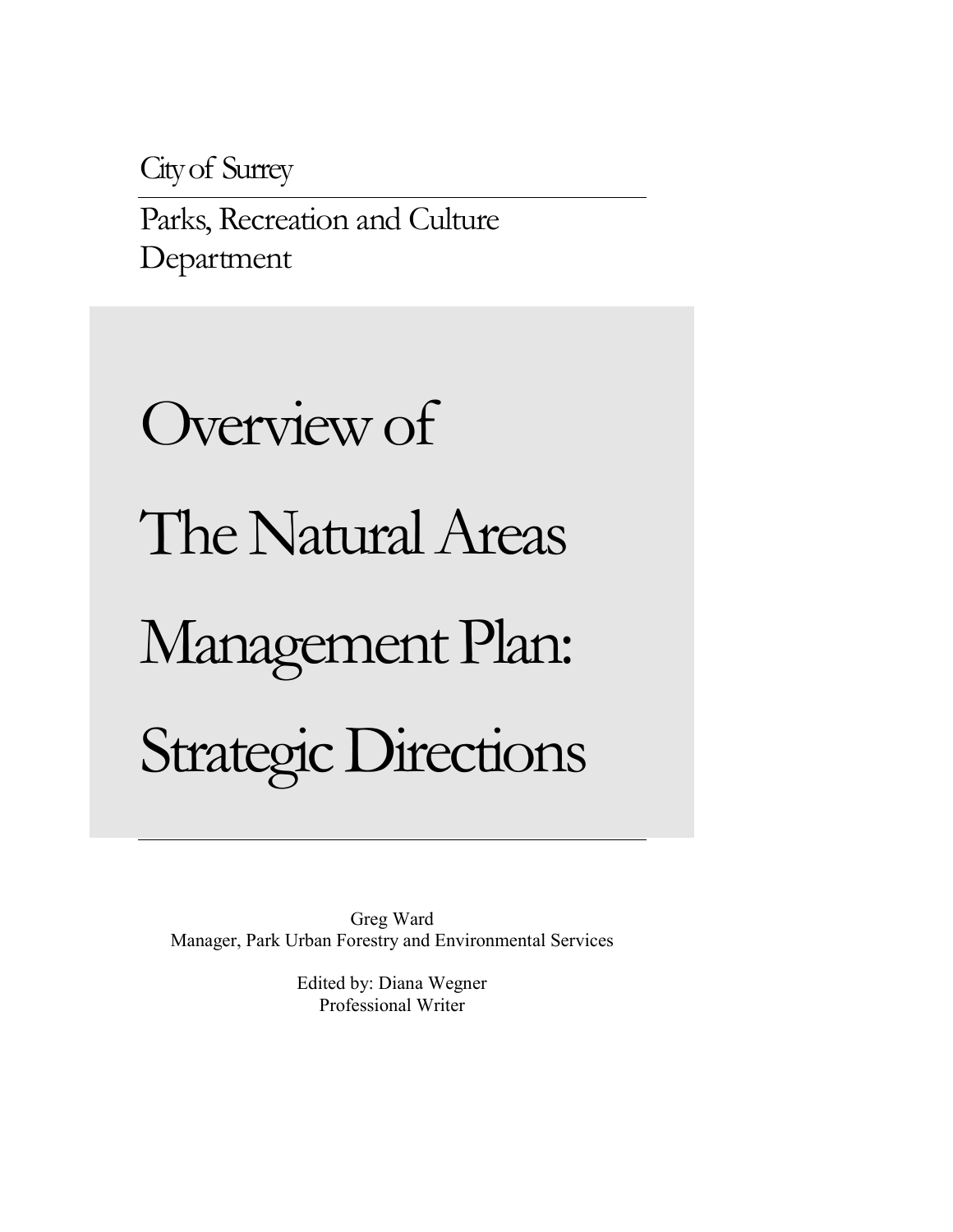City of Surrey

Parks, Recreation and Culture Department

# Overview of The Natural Areas Management Plan: Strategic Directions

Greg Ward
Manager, Park Urban Forestry and Environmental Services

Edited by: Diana Wegner
Professional Writer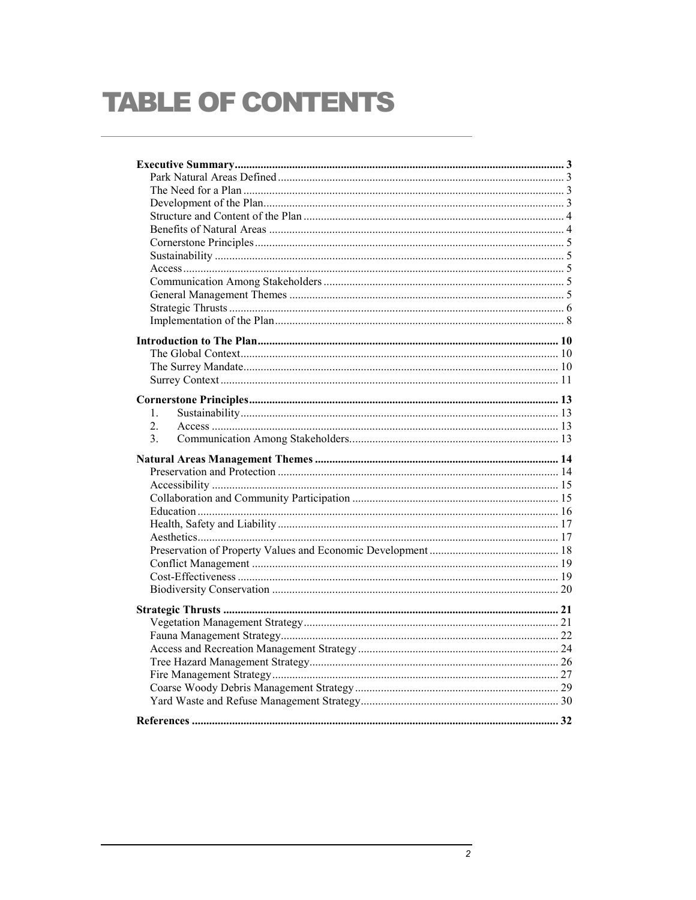# TABLE OF CONTENTS

**Executive Summary** .......... 3
- Park Natural Areas Defined .......... 3
- The Need for a Plan .......... 3
- Development of the Plan .......... 3
- Structure and Content of the Plan .......... 4
- Benefits of Natural Areas .......... 4
- Cornerstone Principles .......... 5
- Sustainability .......... 5
- Access .......... 5
- Communication Among Stakeholders .......... 5
- General Management Themes .......... 5
- Strategic Thrusts .......... 6
- Implementation of the Plan .......... 8

**Introduction to The Plan** .......... 10
- The Global Context .......... 10
- The Surrey Mandate .......... 10
- Surrey Context .......... 11

**Cornerstone Principles** .......... 13
1. Sustainability .......... 13
2. Access .......... 13
3. Communication Among Stakeholders .......... 13

**Natural Areas Management Themes** .......... 14
- Preservation and Protection .......... 14
- Accessibility .......... 15
- Collaboration and Community Participation .......... 15
- Education .......... 16
- Health, Safety and Liability .......... 17
- Aesthetics .......... 17
- Preservation of Property Values and Economic Development .......... 18
- Conflict Management .......... 19
- Cost-Effectiveness .......... 19
- Biodiversity Conservation .......... 20

**Strategic Thrusts** .......... 21
- Vegetation Management Strategy .......... 21
- Fauna Management Strategy .......... 22
- Access and Recreation Management Strategy .......... 24
- Tree Hazard Management Strategy .......... 26
- Fire Management Strategy .......... 27
- Coarse Woody Debris Management Strategy .......... 29
- Yard Waste and Refuse Management Strategy .......... 30

**References** .......... 32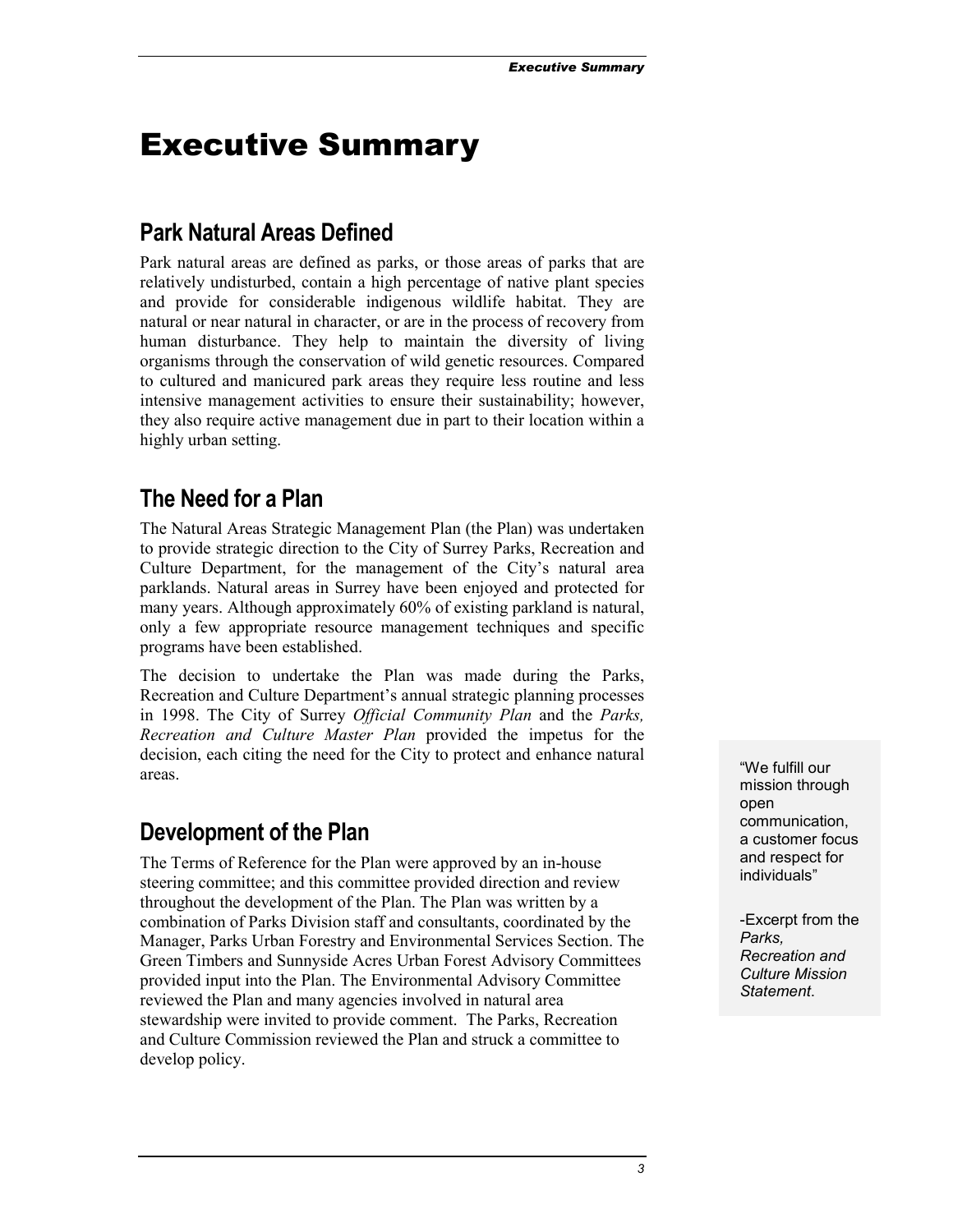# Executive Summary

## Park Natural Areas Defined

Park natural areas are defined as parks, or those areas of parks that are relatively undisturbed, contain a high percentage of native plant species and provide for considerable indigenous wildlife habitat. They are natural or near natural in character, or are in the process of recovery from human disturbance. They help to maintain the diversity of living organisms through the conservation of wild genetic resources. Compared to cultured and manicured park areas they require less routine and less intensive management activities to ensure their sustainability; however, they also require active management due in part to their location within a highly urban setting.

## The Need for a Plan

The Natural Areas Strategic Management Plan (the Plan) was undertaken to provide strategic direction to the City of Surrey Parks, Recreation and Culture Department, for the management of the City's natural area parklands. Natural areas in Surrey have been enjoyed and protected for many years. Although approximately 60% of existing parkland is natural, only a few appropriate resource management techniques and specific programs have been established.

The decision to undertake the Plan was made during the Parks, Recreation and Culture Department's annual strategic planning processes in 1998. The City of Surrey *Official Community Plan* and the *Parks, Recreation and Culture Master Plan* provided the impetus for the decision, each citing the need for the City to protect and enhance natural areas.

> "We fulfill our mission through open communication, a customer focus and respect for individuals"
>
> -Excerpt from the *Parks, Recreation and Culture Mission Statement*.

## Development of the Plan

The Terms of Reference for the Plan were approved by an in-house steering committee; and this committee provided direction and review throughout the development of the Plan. The Plan was written by a combination of Parks Division staff and consultants, coordinated by the Manager, Parks Urban Forestry and Environmental Services Section. The Green Timbers and Sunnyside Acres Urban Forest Advisory Committees provided input into the Plan. The Environmental Advisory Committee reviewed the Plan and many agencies involved in natural area stewardship were invited to provide comment. The Parks, Recreation and Culture Commission reviewed the Plan and struck a committee to develop policy.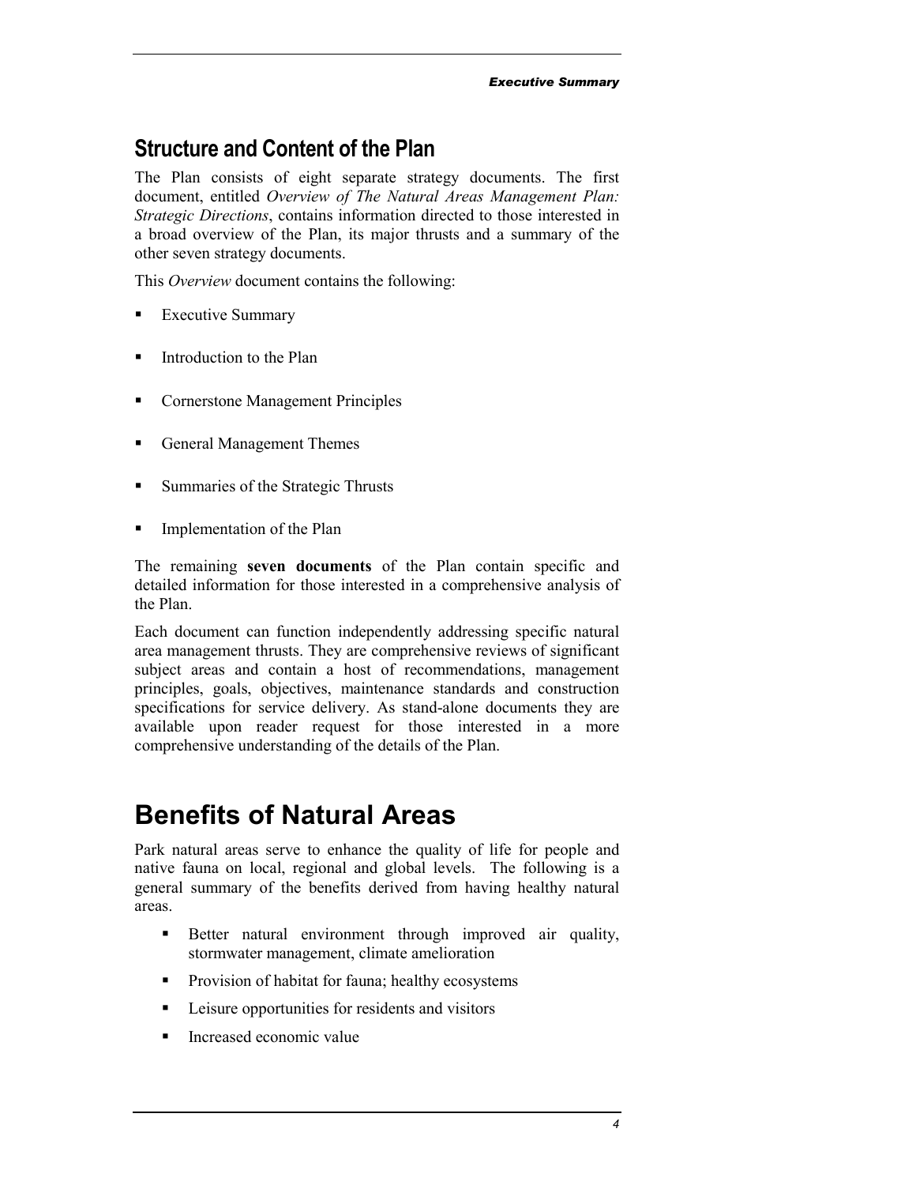## Structure and Content of the Plan

The Plan consists of eight separate strategy documents. The first document, entitled *Overview of The Natural Areas Management Plan: Strategic Directions*, contains information directed to those interested in a broad overview of the Plan, its major thrusts and a summary of the other seven strategy documents.

This *Overview* document contains the following:

- Executive Summary
- Introduction to the Plan
- Cornerstone Management Principles
- General Management Themes
- Summaries of the Strategic Thrusts
- Implementation of the Plan

The remaining **seven documents** of the Plan contain specific and detailed information for those interested in a comprehensive analysis of the Plan.

Each document can function independently addressing specific natural area management thrusts. They are comprehensive reviews of significant subject areas and contain a host of recommendations, management principles, goals, objectives, maintenance standards and construction specifications for service delivery. As stand-alone documents they are available upon reader request for those interested in a more comprehensive understanding of the details of the Plan.

# Benefits of Natural Areas

Park natural areas serve to enhance the quality of life for people and native fauna on local, regional and global levels. The following is a general summary of the benefits derived from having healthy natural areas.

- Better natural environment through improved air quality, stormwater management, climate amelioration
- Provision of habitat for fauna; healthy ecosystems
- Leisure opportunities for residents and visitors
- Increased economic value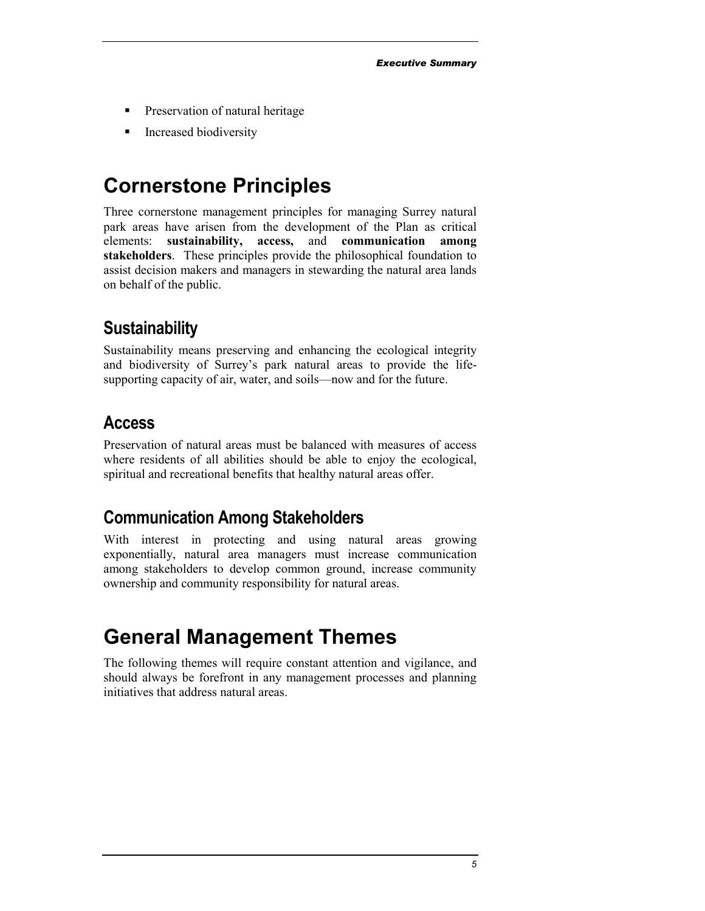- Preservation of natural heritage
- Increased biodiversity

# Cornerstone Principles

Three cornerstone management principles for managing Surrey natural park areas have arisen from the development of the Plan as critical elements: **sustainability, access,** and **communication among stakeholders**. These principles provide the philosophical foundation to assist decision makers and managers in stewarding the natural area lands on behalf of the public.

## Sustainability

Sustainability means preserving and enhancing the ecological integrity and biodiversity of Surrey's park natural areas to provide the life-supporting capacity of air, water, and soils—now and for the future.

## Access

Preservation of natural areas must be balanced with measures of access where residents of all abilities should be able to enjoy the ecological, spiritual and recreational benefits that healthy natural areas offer.

## Communication Among Stakeholders

With interest in protecting and using natural areas growing exponentially, natural area managers must increase communication among stakeholders to develop common ground, increase community ownership and community responsibility for natural areas.

# General Management Themes

The following themes will require constant attention and vigilance, and should always be forefront in any management processes and planning initiatives that address natural areas.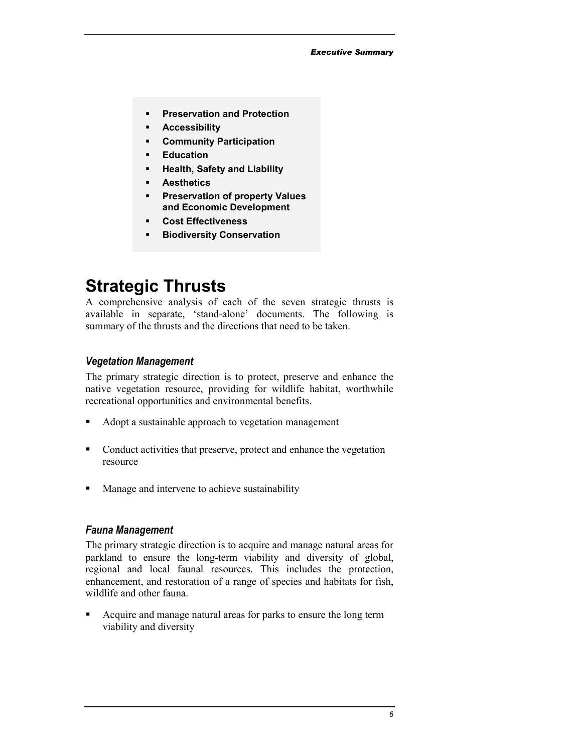- **Preservation and Protection**
- **Accessibility**
- **Community Participation**
- **Education**
- **Health, Safety and Liability**
- **Aesthetics**
- **Preservation of property Values and Economic Development**
- **Cost Effectiveness**
- **Biodiversity Conservation**

# Strategic Thrusts

A comprehensive analysis of each of the seven strategic thrusts is available in separate, 'stand-alone' documents. The following is summary of the thrusts and the directions that need to be taken.

### *Vegetation Management*

The primary strategic direction is to protect, preserve and enhance the native vegetation resource, providing for wildlife habitat, worthwhile recreational opportunities and environmental benefits.

- Adopt a sustainable approach to vegetation management
- Conduct activities that preserve, protect and enhance the vegetation resource
- Manage and intervene to achieve sustainability

### *Fauna Management*

The primary strategic direction is to acquire and manage natural areas for parkland to ensure the long-term viability and diversity of global, regional and local faunal resources. This includes the protection, enhancement, and restoration of a range of species and habitats for fish, wildlife and other fauna.

- Acquire and manage natural areas for parks to ensure the long term viability and diversity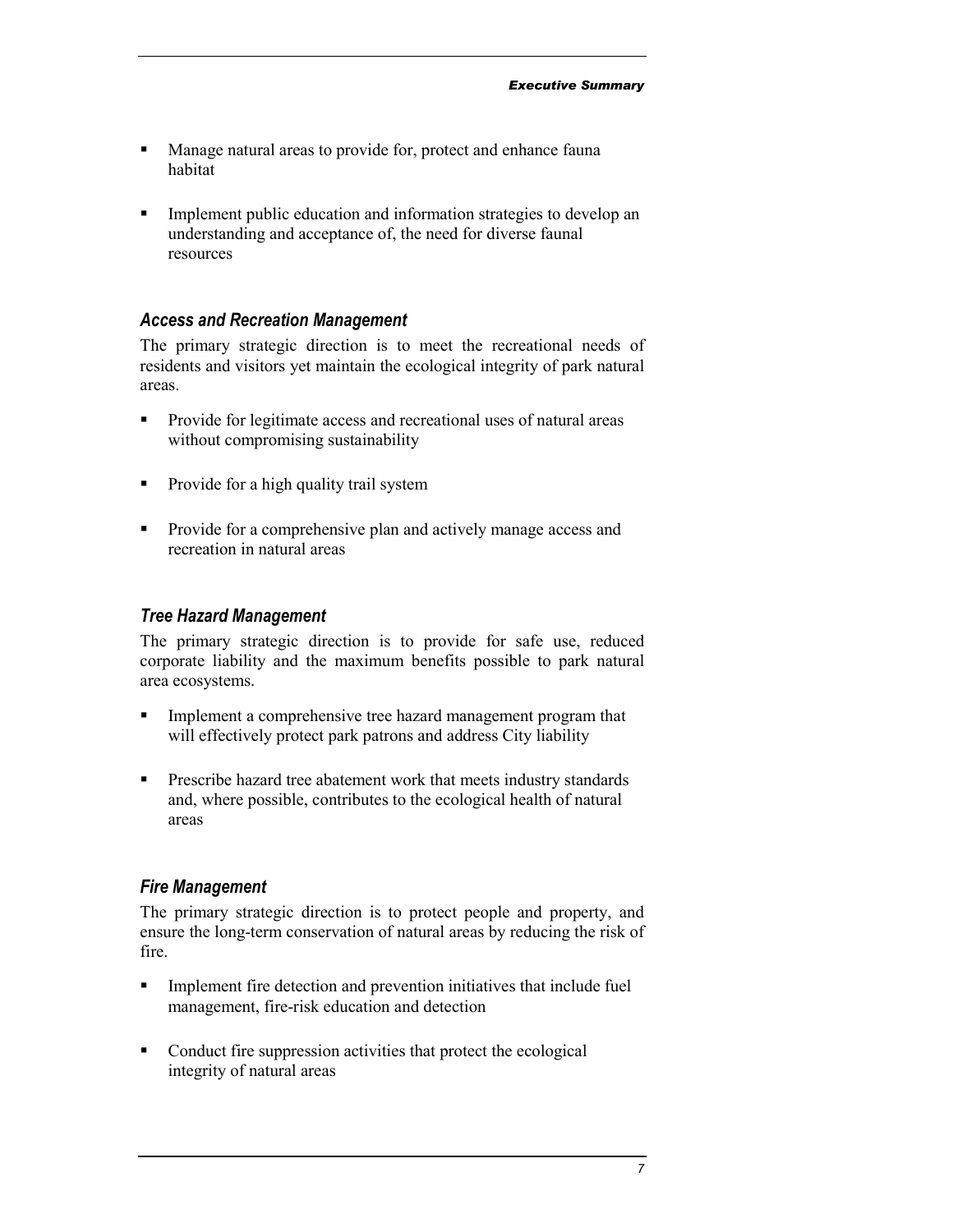- Manage natural areas to provide for, protect and enhance fauna habitat
- Implement public education and information strategies to develop an understanding and acceptance of, the need for diverse faunal resources

### *Access and Recreation Management*

The primary strategic direction is to meet the recreational needs of residents and visitors yet maintain the ecological integrity of park natural areas.

- Provide for legitimate access and recreational uses of natural areas without compromising sustainability
- Provide for a high quality trail system
- Provide for a comprehensive plan and actively manage access and recreation in natural areas

### *Tree Hazard Management*

The primary strategic direction is to provide for safe use, reduced corporate liability and the maximum benefits possible to park natural area ecosystems.

- Implement a comprehensive tree hazard management program that will effectively protect park patrons and address City liability
- Prescribe hazard tree abatement work that meets industry standards and, where possible, contributes to the ecological health of natural areas

### *Fire Management*

The primary strategic direction is to protect people and property, and ensure the long-term conservation of natural areas by reducing the risk of fire.

- Implement fire detection and prevention initiatives that include fuel management, fire-risk education and detection
- Conduct fire suppression activities that protect the ecological integrity of natural areas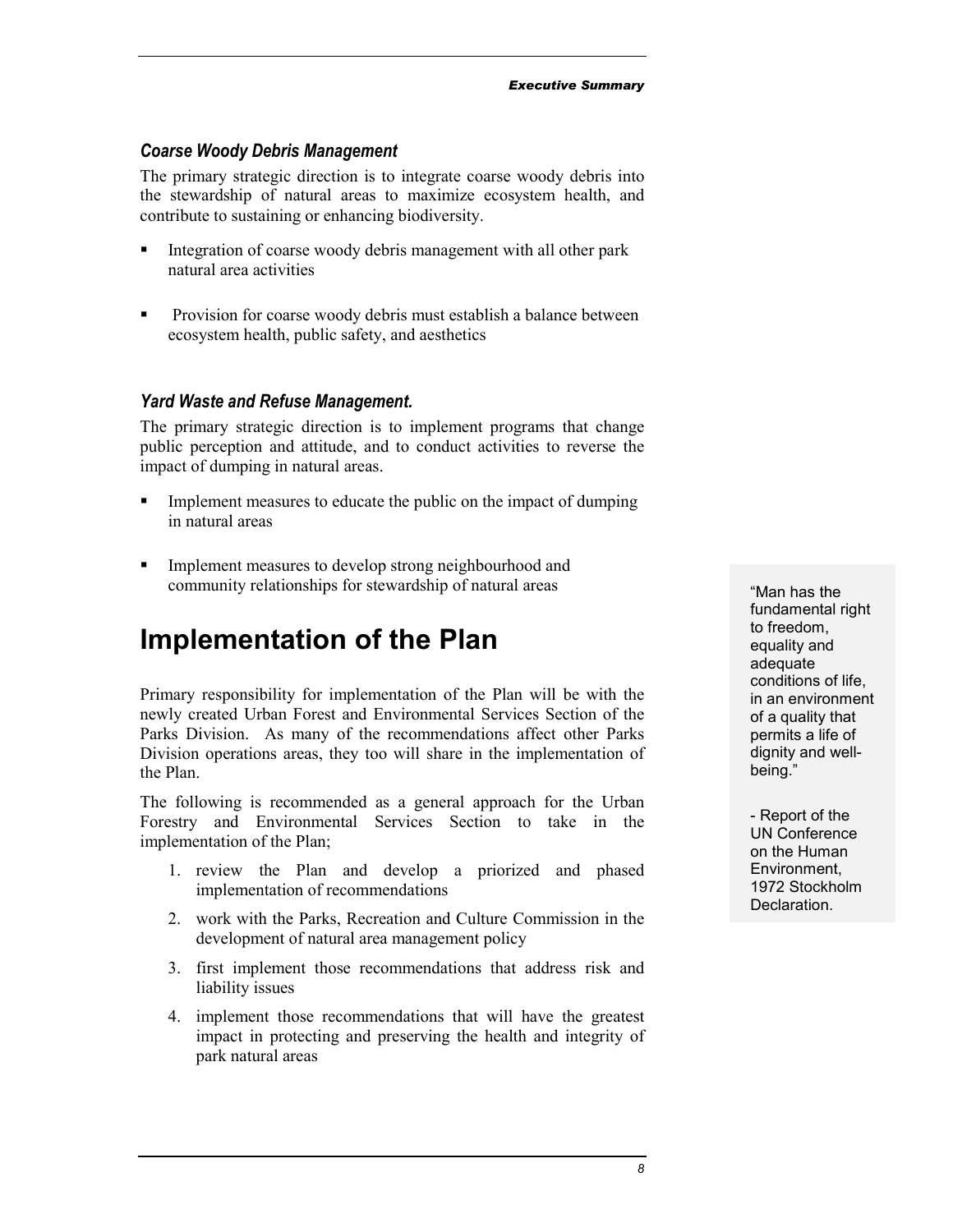### *Coarse Woody Debris Management*

The primary strategic direction is to integrate coarse woody debris into the stewardship of natural areas to maximize ecosystem health, and contribute to sustaining or enhancing biodiversity.

- Integration of coarse woody debris management with all other park natural area activities
- Provision for coarse woody debris must establish a balance between ecosystem health, public safety, and aesthetics

### *Yard Waste and Refuse Management.*

The primary strategic direction is to implement programs that change public perception and attitude, and to conduct activities to reverse the impact of dumping in natural areas.

- Implement measures to educate the public on the impact of dumping in natural areas
- Implement measures to develop strong neighbourhood and community relationships for stewardship of natural areas

# Implementation of the Plan

Primary responsibility for implementation of the Plan will be with the newly created Urban Forest and Environmental Services Section of the Parks Division. As many of the recommendations affect other Parks Division operations areas, they too will share in the implementation of the Plan.

The following is recommended as a general approach for the Urban Forestry and Environmental Services Section to take in the implementation of the Plan;

1. review the Plan and develop a priorized and phased implementation of recommendations
2. work with the Parks, Recreation and Culture Commission in the development of natural area management policy
3. first implement those recommendations that address risk and liability issues
4. implement those recommendations that will have the greatest impact in protecting and preserving the health and integrity of park natural areas

> "Man has the fundamental right to freedom, equality and adequate conditions of life, in an environment of a quality that permits a life of dignity and well-being."
>
> - Report of the UN Conference on the Human Environment, 1972 Stockholm Declaration.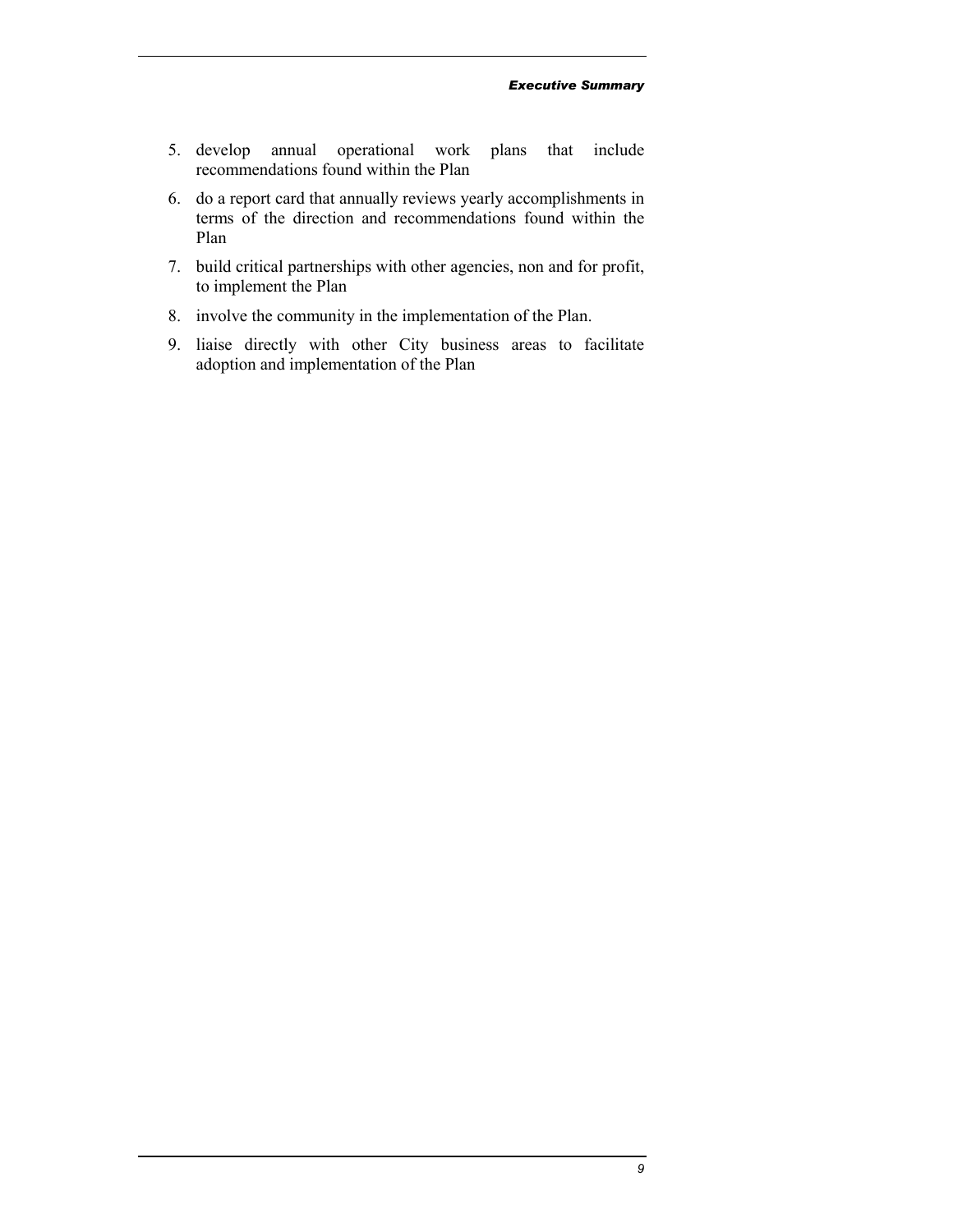5. develop annual operational work plans that include recommendations found within the Plan
6. do a report card that annually reviews yearly accomplishments in terms of the direction and recommendations found within the Plan
7. build critical partnerships with other agencies, non and for profit, to implement the Plan
8. involve the community in the implementation of the Plan.
9. liaise directly with other City business areas to facilitate adoption and implementation of the Plan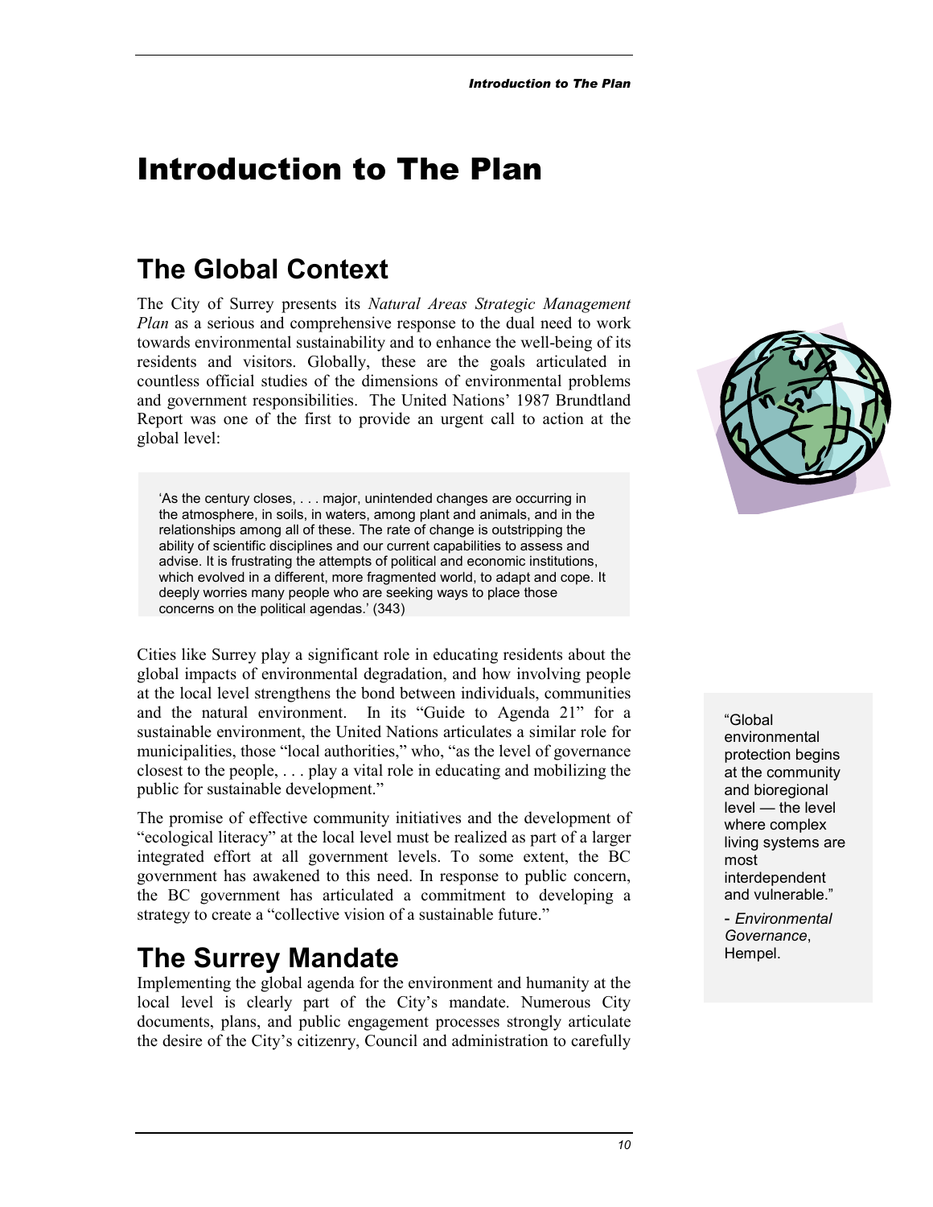# Introduction to The Plan

## The Global Context

The City of Surrey presents its *Natural Areas Strategic Management Plan* as a serious and comprehensive response to the dual need to work towards environmental sustainability and to enhance the well-being of its residents and visitors. Globally, these are the goals articulated in countless official studies of the dimensions of environmental problems and government responsibilities. The United Nations' 1987 Brundtland Report was one of the first to provide an urgent call to action at the global level:

> 'As the century closes, . . . major, unintended changes are occurring in the atmosphere, in soils, in waters, among plant and animals, and in the relationships among all of these. The rate of change is outstripping the ability of scientific disciplines and our current capabilities to assess and advise. It is frustrating the attempts of political and economic institutions, which evolved in a different, more fragmented world, to adapt and cope. It deeply worries many people who are seeking ways to place those concerns on the political agendas.' (343)

Cities like Surrey play a significant role in educating residents about the global impacts of environmental degradation, and how involving people at the local level strengthens the bond between individuals, communities and the natural environment. In its "Guide to Agenda 21" for a sustainable environment, the United Nations articulates a similar role for municipalities, those "local authorities," who, "as the level of governance closest to the people, . . . play a vital role in educating and mobilizing the public for sustainable development."

> "Global environmental protection begins at the community and bioregional level — the level where complex living systems are most interdependent and vulnerable."
>
> - *Environmental Governance*, Hempel.

The promise of effective community initiatives and the development of "ecological literacy" at the local level must be realized as part of a larger integrated effort at all government levels. To some extent, the BC government has awakened to this need. In response to public concern, the BC government has articulated a commitment to developing a strategy to create a "collective vision of a sustainable future."

## The Surrey Mandate

Implementing the global agenda for the environment and humanity at the local level is clearly part of the City's mandate. Numerous City documents, plans, and public engagement processes strongly articulate the desire of the City's citizenry, Council and administration to carefully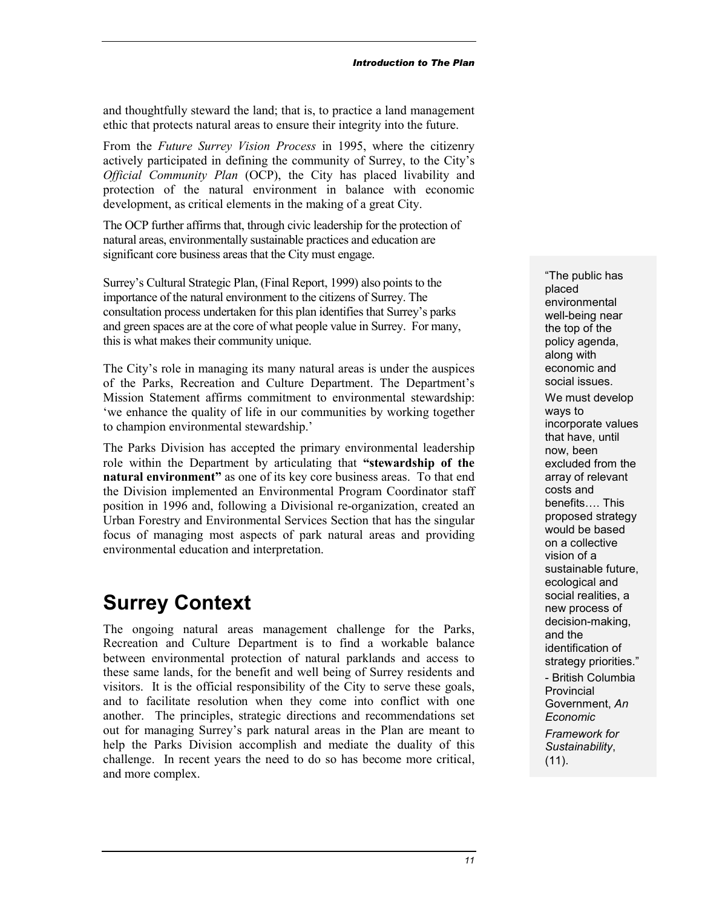and thoughtfully steward the land; that is, to practice a land management ethic that protects natural areas to ensure their integrity into the future.

From the *Future Surrey Vision Process* in 1995, where the citizenry actively participated in defining the community of Surrey, to the City's *Official Community Plan* (OCP), the City has placed livability and protection of the natural environment in balance with economic development, as critical elements in the making of a great City.

The OCP further affirms that, through civic leadership for the protection of natural areas, environmentally sustainable practices and education are significant core business areas that the City must engage.

Surrey's Cultural Strategic Plan, (Final Report, 1999) also points to the importance of the natural environment to the citizens of Surrey. The consultation process undertaken for this plan identifies that Surrey's parks and green spaces are at the core of what people value in Surrey. For many, this is what makes their community unique.

The City's role in managing its many natural areas is under the auspices of the Parks, Recreation and Culture Department. The Department's Mission Statement affirms commitment to environmental stewardship: 'we enhance the quality of life in our communities by working together to champion environmental stewardship.'

The Parks Division has accepted the primary environmental leadership role within the Department by articulating that **"stewardship of the natural environment"** as one of its key core business areas. To that end the Division implemented an Environmental Program Coordinator staff position in 1996 and, following a Divisional re-organization, created an Urban Forestry and Environmental Services Section that has the singular focus of managing most aspects of park natural areas and providing environmental education and interpretation.

> "The public has placed environmental well-being near the top of the policy agenda, along with economic and social issues.
>
> We must develop ways to incorporate values that have, until now, been excluded from the array of relevant costs and benefits…. This proposed strategy would be based on a collective vision of a sustainable future, ecological and social realities, a new process of decision-making, and the identification of strategy priorities."
>
> - British Columbia Provincial Government, *An Economic Framework for Sustainability*, (11).

# Surrey Context

The ongoing natural areas management challenge for the Parks, Recreation and Culture Department is to find a workable balance between environmental protection of natural parklands and access to these same lands, for the benefit and well being of Surrey residents and visitors. It is the official responsibility of the City to serve these goals, and to facilitate resolution when they come into conflict with one another. The principles, strategic directions and recommendations set out for managing Surrey's park natural areas in the Plan are meant to help the Parks Division accomplish and mediate the duality of this challenge. In recent years the need to do so has become more critical, and more complex.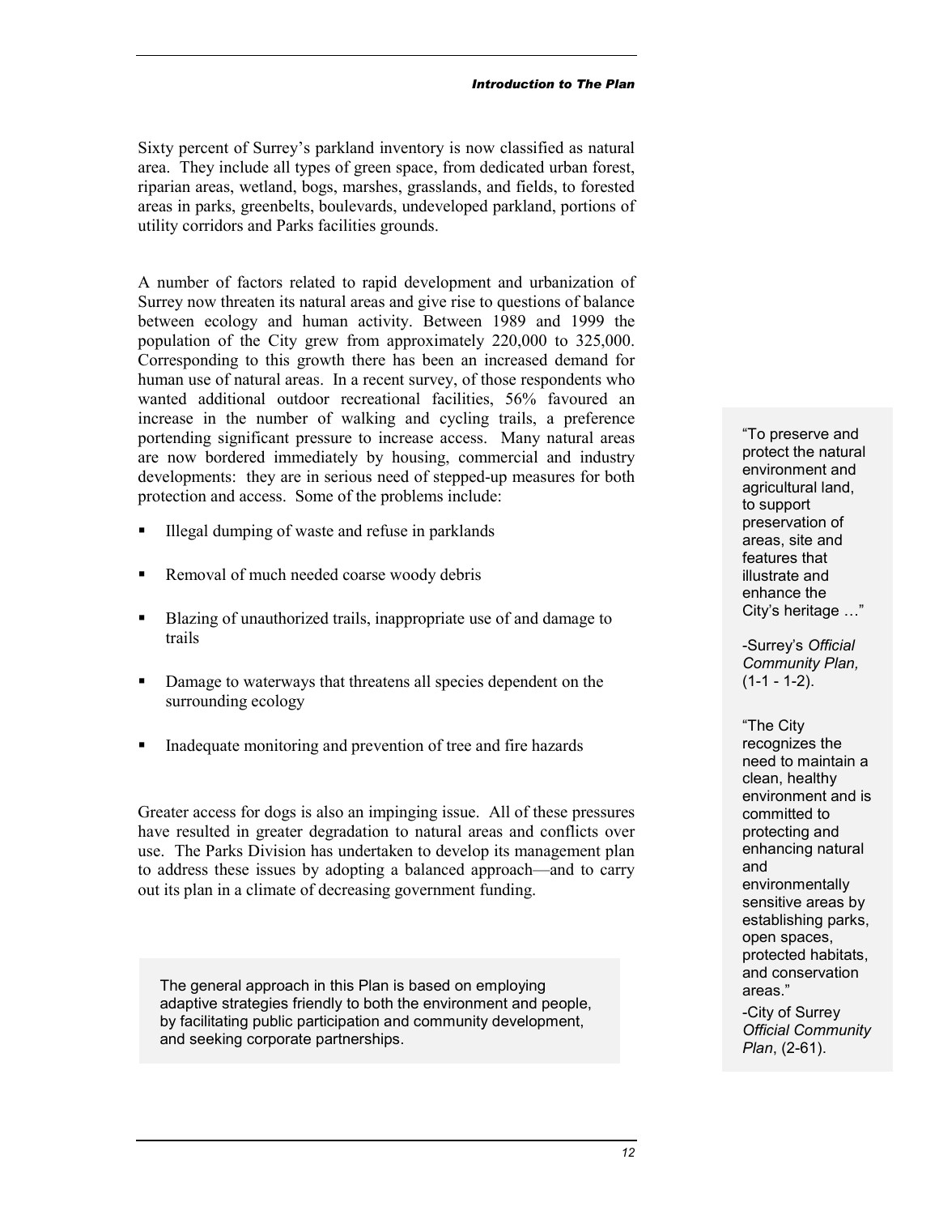Sixty percent of Surrey's parkland inventory is now classified as natural area. They include all types of green space, from dedicated urban forest, riparian areas, wetland, bogs, marshes, grasslands, and fields, to forested areas in parks, greenbelts, boulevards, undeveloped parkland, portions of utility corridors and Parks facilities grounds.

A number of factors related to rapid development and urbanization of Surrey now threaten its natural areas and give rise to questions of balance between ecology and human activity. Between 1989 and 1999 the population of the City grew from approximately 220,000 to 325,000. Corresponding to this growth there has been an increased demand for human use of natural areas. In a recent survey, of those respondents who wanted additional outdoor recreational facilities, 56% favoured an increase in the number of walking and cycling trails, a preference portending significant pressure to increase access. Many natural areas are now bordered immediately by housing, commercial and industry developments: they are in serious need of stepped-up measures for both protection and access. Some of the problems include:

- Illegal dumping of waste and refuse in parklands
- Removal of much needed coarse woody debris
- Blazing of unauthorized trails, inappropriate use of and damage to trails
- Damage to waterways that threatens all species dependent on the surrounding ecology
- Inadequate monitoring and prevention of tree and fire hazards

Greater access for dogs is also an impinging issue. All of these pressures have resulted in greater degradation to natural areas and conflicts over use. The Parks Division has undertaken to develop its management plan to address these issues by adopting a balanced approach—and to carry out its plan in a climate of decreasing government funding.

> The general approach in this Plan is based on employing adaptive strategies friendly to both the environment and people, by facilitating public participation and community development, and seeking corporate partnerships.

"To preserve and protect the natural environment and agricultural land, to support preservation of areas, site and features that illustrate and enhance the City's heritage …"

-Surrey's *Official Community Plan,* (1-1 - 1-2).

"The City recognizes the need to maintain a clean, healthy environment and is committed to protecting and enhancing natural and environmentally sensitive areas by establishing parks, open spaces, protected habitats, and conservation areas."

-City of Surrey *Official Community Plan*, (2-61).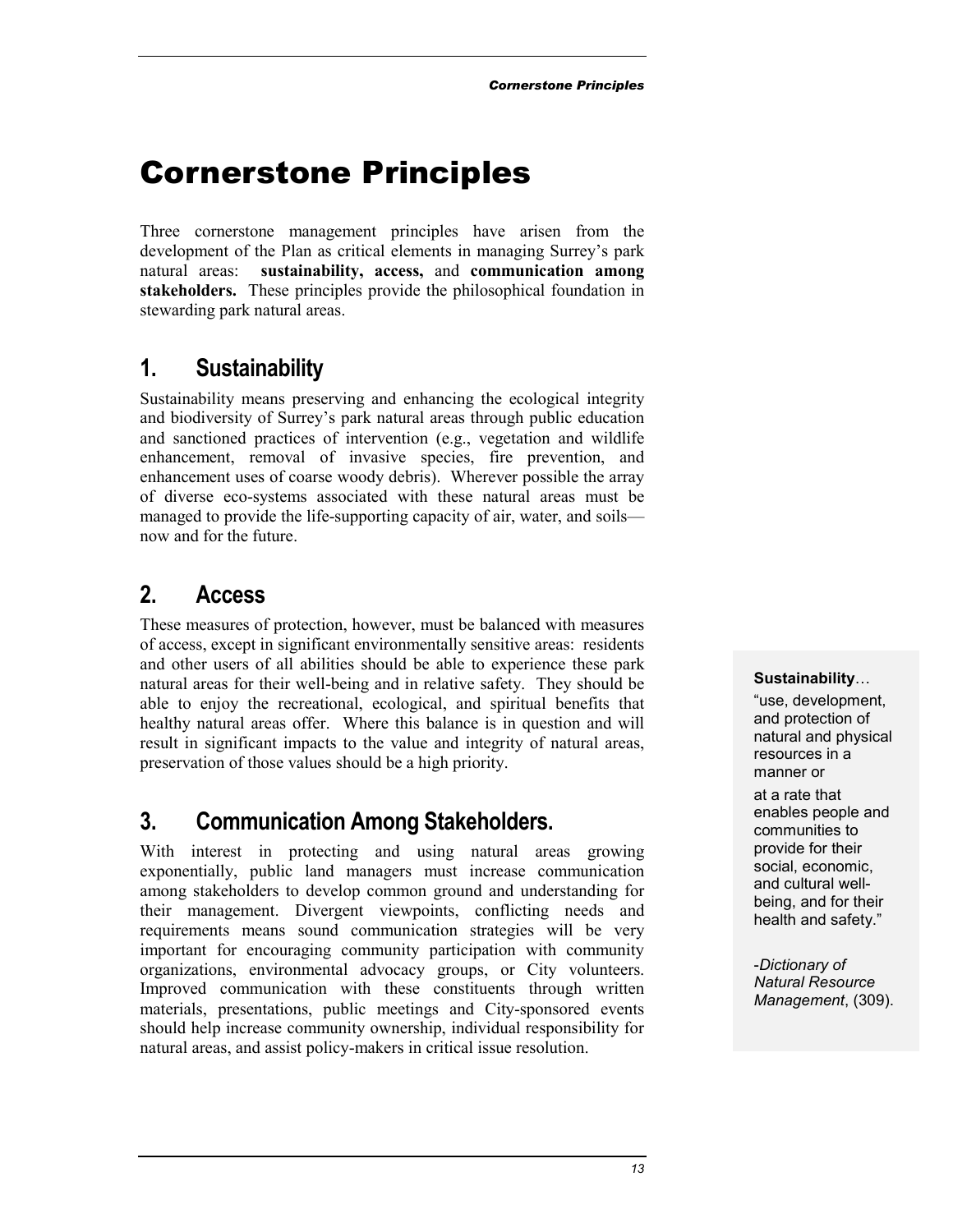# Cornerstone Principles

Three cornerstone management principles have arisen from the development of the Plan as critical elements in managing Surrey's park natural areas: **sustainability, access,** and **communication among stakeholders.** These principles provide the philosophical foundation in stewarding park natural areas.

## 1. Sustainability

Sustainability means preserving and enhancing the ecological integrity and biodiversity of Surrey's park natural areas through public education and sanctioned practices of intervention (e.g., vegetation and wildlife enhancement, removal of invasive species, fire prevention, and enhancement uses of coarse woody debris). Wherever possible the array of diverse eco-systems associated with these natural areas must be managed to provide the life-supporting capacity of air, water, and soils—now and for the future.

## 2. Access

These measures of protection, however, must be balanced with measures of access, except in significant environmentally sensitive areas: residents and other users of all abilities should be able to experience these park natural areas for their well-being and in relative safety. They should be able to enjoy the recreational, ecological, and spiritual benefits that healthy natural areas offer. Where this balance is in question and will result in significant impacts to the value and integrity of natural areas, preservation of those values should be a high priority.

## 3. Communication Among Stakeholders.

With interest in protecting and using natural areas growing exponentially, public land managers must increase communication among stakeholders to develop common ground and understanding for their management. Divergent viewpoints, conflicting needs and requirements means sound communication strategies will be very important for encouraging community participation with community organizations, environmental advocacy groups, or City volunteers. Improved communication with these constituents through written materials, presentations, public meetings and City-sponsored events should help increase community ownership, individual responsibility for natural areas, and assist policy-makers in critical issue resolution.

**Sustainability**…

"use, development, and protection of natural and physical resources in a manner or at a rate that enables people and communities to provide for their social, economic, and cultural well-being, and for their health and safety."

*-Dictionary of Natural Resource Management*, (309).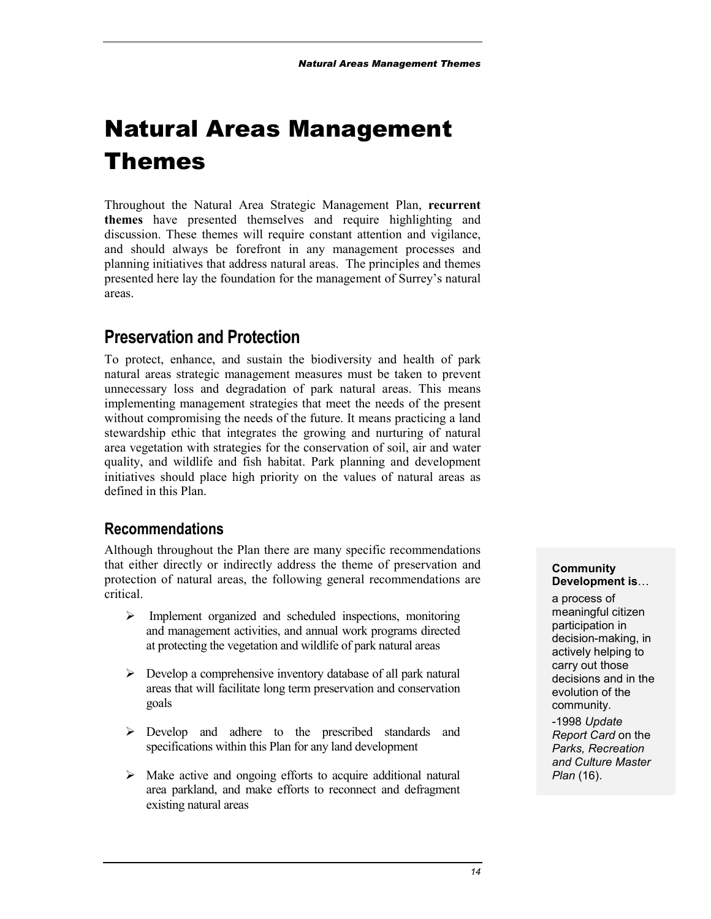# Natural Areas Management Themes

Throughout the Natural Area Strategic Management Plan, **recurrent themes** have presented themselves and require highlighting and discussion. These themes will require constant attention and vigilance, and should always be forefront in any management processes and planning initiatives that address natural areas. The principles and themes presented here lay the foundation for the management of Surrey's natural areas.

## Preservation and Protection

To protect, enhance, and sustain the biodiversity and health of park natural areas strategic management measures must be taken to prevent unnecessary loss and degradation of park natural areas. This means implementing management strategies that meet the needs of the present without compromising the needs of the future. It means practicing a land stewardship ethic that integrates the growing and nurturing of natural area vegetation with strategies for the conservation of soil, air and water quality, and wildlife and fish habitat. Park planning and development initiatives should place high priority on the values of natural areas as defined in this Plan.

### Recommendations

Although throughout the Plan there are many specific recommendations that either directly or indirectly address the theme of preservation and protection of natural areas, the following general recommendations are critical.

- Implement organized and scheduled inspections, monitoring and management activities, and annual work programs directed at protecting the vegetation and wildlife of park natural areas
- Develop a comprehensive inventory database of all park natural areas that will facilitate long term preservation and conservation goals
- Develop and adhere to the prescribed standards and specifications within this Plan for any land development
- Make active and ongoing efforts to acquire additional natural area parkland, and make efforts to reconnect and defragment existing natural areas

**Community Development is**…

a process of meaningful citizen participation in decision-making, in actively helping to carry out those decisions and in the evolution of the community.

-1998 *Update Report Card* on the *Parks, Recreation and Culture Master Plan* (16).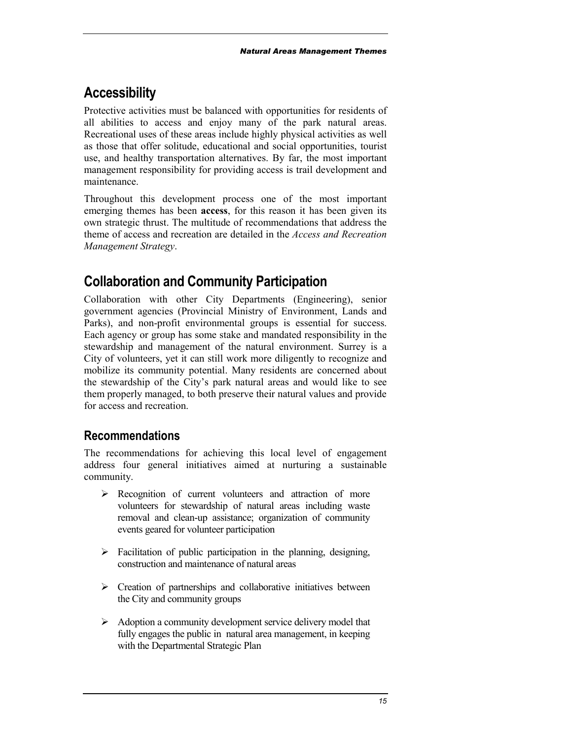## Accessibility

Protective activities must be balanced with opportunities for residents of all abilities to access and enjoy many of the park natural areas. Recreational uses of these areas include highly physical activities as well as those that offer solitude, educational and social opportunities, tourist use, and healthy transportation alternatives. By far, the most important management responsibility for providing access is trail development and maintenance.

Throughout this development process one of the most important emerging themes has been **access**, for this reason it has been given its own strategic thrust. The multitude of recommendations that address the theme of access and recreation are detailed in the *Access and Recreation Management Strategy*.

## Collaboration and Community Participation

Collaboration with other City Departments (Engineering), senior government agencies (Provincial Ministry of Environment, Lands and Parks), and non-profit environmental groups is essential for success. Each agency or group has some stake and mandated responsibility in the stewardship and management of the natural environment. Surrey is a City of volunteers, yet it can still work more diligently to recognize and mobilize its community potential. Many residents are concerned about the stewardship of the City's park natural areas and would like to see them properly managed, to both preserve their natural values and provide for access and recreation.

### Recommendations

The recommendations for achieving this local level of engagement address four general initiatives aimed at nurturing a sustainable community.

- Recognition of current volunteers and attraction of more volunteers for stewardship of natural areas including waste removal and clean-up assistance; organization of community events geared for volunteer participation
- Facilitation of public participation in the planning, designing, construction and maintenance of natural areas
- Creation of partnerships and collaborative initiatives between the City and community groups
- Adoption a community development service delivery model that fully engages the public in natural area management, in keeping with the Departmental Strategic Plan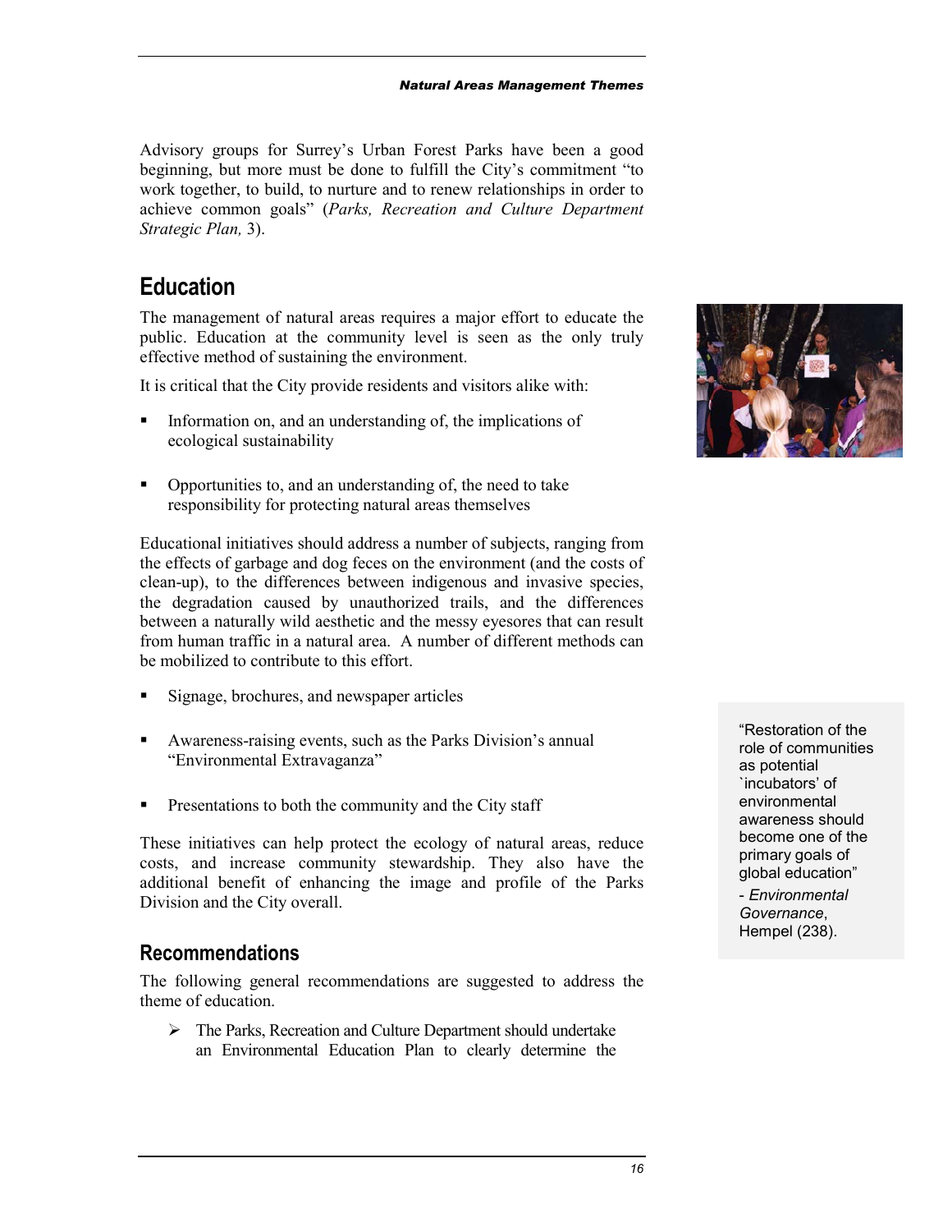Advisory groups for Surrey's Urban Forest Parks have been a good beginning, but more must be done to fulfill the City's commitment "to work together, to build, to nurture and to renew relationships in order to achieve common goals" (*Parks, Recreation and Culture Department Strategic Plan,* 3).

## Education

The management of natural areas requires a major effort to educate the public. Education at the community level is seen as the only truly effective method of sustaining the environment.

It is critical that the City provide residents and visitors alike with:

- Information on, and an understanding of, the implications of ecological sustainability
- Opportunities to, and an understanding of, the need to take responsibility for protecting natural areas themselves

Educational initiatives should address a number of subjects, ranging from the effects of garbage and dog feces on the environment (and the costs of clean-up), to the differences between indigenous and invasive species, the degradation caused by unauthorized trails, and the differences between a naturally wild aesthetic and the messy eyesores that can result from human traffic in a natural area. A number of different methods can be mobilized to contribute to this effort.

- Signage, brochures, and newspaper articles
- Awareness-raising events, such as the Parks Division's annual "Environmental Extravaganza"
- Presentations to both the community and the City staff

These initiatives can help protect the ecology of natural areas, reduce costs, and increase community stewardship. They also have the additional benefit of enhancing the image and profile of the Parks Division and the City overall.

> "Restoration of the role of communities as potential `incubators' of environmental awareness should become one of the primary goals of global education"
>
> - *Environmental Governance*, Hempel (238).

### Recommendations

The following general recommendations are suggested to address the theme of education.

- The Parks, Recreation and Culture Department should undertake an Environmental Education Plan to clearly determine the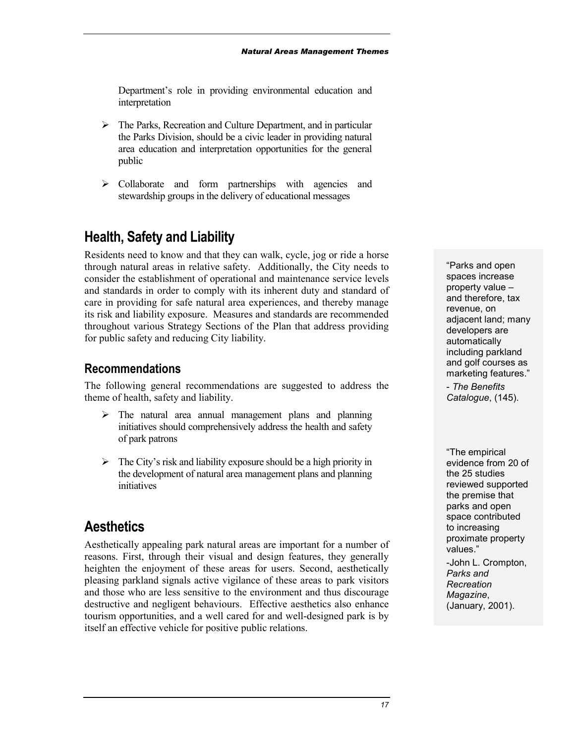Department's role in providing environmental education and interpretation

- The Parks, Recreation and Culture Department, and in particular the Parks Division, should be a civic leader in providing natural area education and interpretation opportunities for the general public
- Collaborate and form partnerships with agencies and stewardship groups in the delivery of educational messages

## Health, Safety and Liability

Residents need to know and that they can walk, cycle, jog or ride a horse through natural areas in relative safety. Additionally, the City needs to consider the establishment of operational and maintenance service levels and standards in order to comply with its inherent duty and standard of care in providing for safe natural area experiences, and thereby manage its risk and liability exposure. Measures and standards are recommended throughout various Strategy Sections of the Plan that address providing for public safety and reducing City liability.

### Recommendations

The following general recommendations are suggested to address the theme of health, safety and liability.

- The natural area annual management plans and planning initiatives should comprehensively address the health and safety of park patrons
- The City's risk and liability exposure should be a high priority in the development of natural area management plans and planning initiatives

## Aesthetics

Aesthetically appealing park natural areas are important for a number of reasons. First, through their visual and design features, they generally heighten the enjoyment of these areas for users. Second, aesthetically pleasing parkland signals active vigilance of these areas to park visitors and those who are less sensitive to the environment and thus discourage destructive and negligent behaviours. Effective aesthetics also enhance tourism opportunities, and a well cared for and well-designed park is by itself an effective vehicle for positive public relations.

"Parks and open spaces increase property value – and therefore, tax revenue, on adjacent land; many developers are automatically including parkland and golf courses as marketing features."

- *The Benefits Catalogue*, (145).

"The empirical evidence from 20 of the 25 studies reviewed supported the premise that parks and open space contributed to increasing proximate property values."

-John L. Crompton, *Parks and Recreation Magazine*, (January, 2001).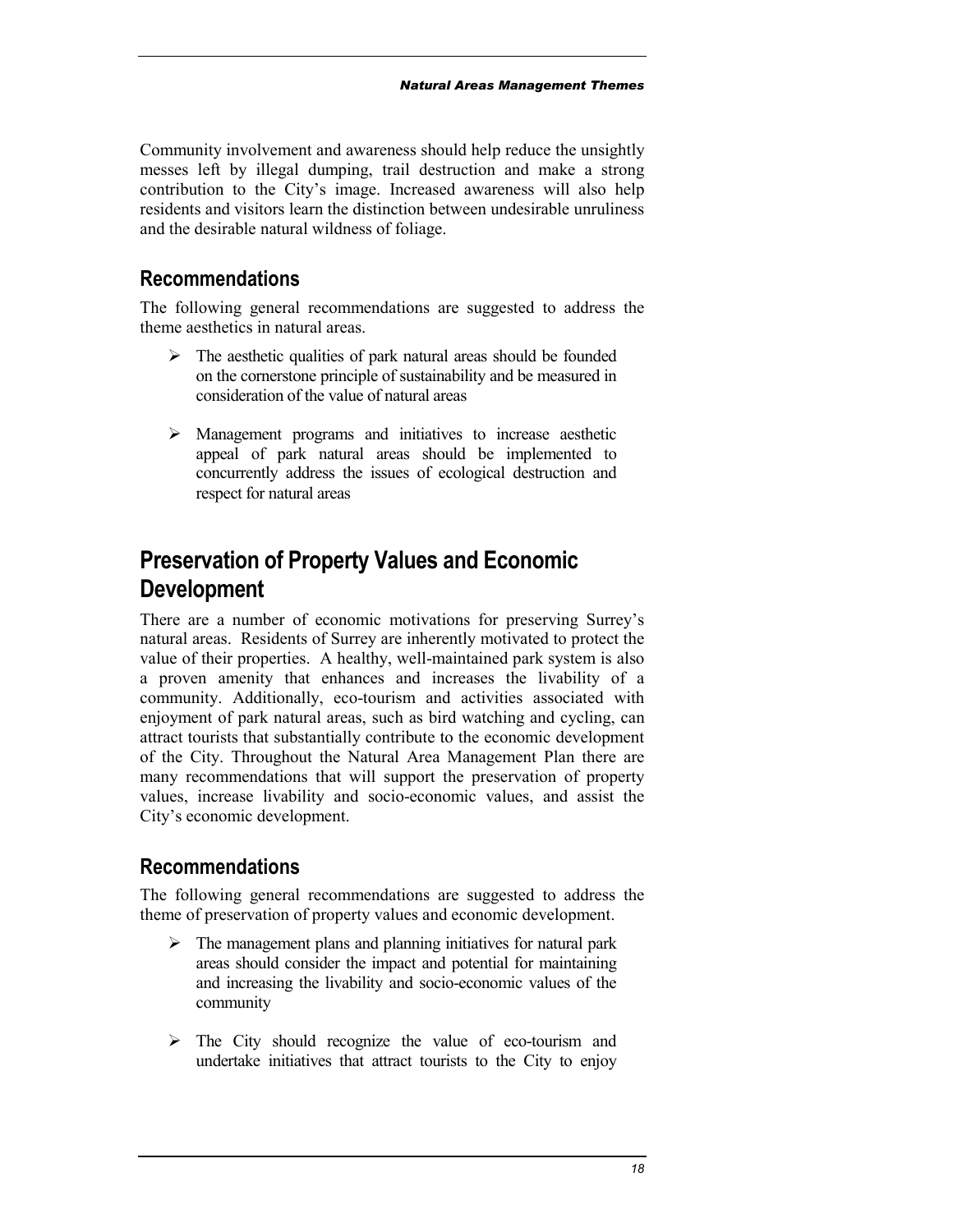Community involvement and awareness should help reduce the unsightly messes left by illegal dumping, trail destruction and make a strong contribution to the City's image. Increased awareness will also help residents and visitors learn the distinction between undesirable unruliness and the desirable natural wildness of foliage.

### Recommendations

The following general recommendations are suggested to address the theme aesthetics in natural areas.

- The aesthetic qualities of park natural areas should be founded on the cornerstone principle of sustainability and be measured in consideration of the value of natural areas

- Management programs and initiatives to increase aesthetic appeal of park natural areas should be implemented to concurrently address the issues of ecological destruction and respect for natural areas

## Preservation of Property Values and Economic Development

There are a number of economic motivations for preserving Surrey's natural areas. Residents of Surrey are inherently motivated to protect the value of their properties. A healthy, well-maintained park system is also a proven amenity that enhances and increases the livability of a community. Additionally, eco-tourism and activities associated with enjoyment of park natural areas, such as bird watching and cycling, can attract tourists that substantially contribute to the economic development of the City. Throughout the Natural Area Management Plan there are many recommendations that will support the preservation of property values, increase livability and socio-economic values, and assist the City's economic development.

### Recommendations

The following general recommendations are suggested to address the theme of preservation of property values and economic development.

- The management plans and planning initiatives for natural park areas should consider the impact and potential for maintaining and increasing the livability and socio-economic values of the community

- The City should recognize the value of eco-tourism and undertake initiatives that attract tourists to the City to enjoy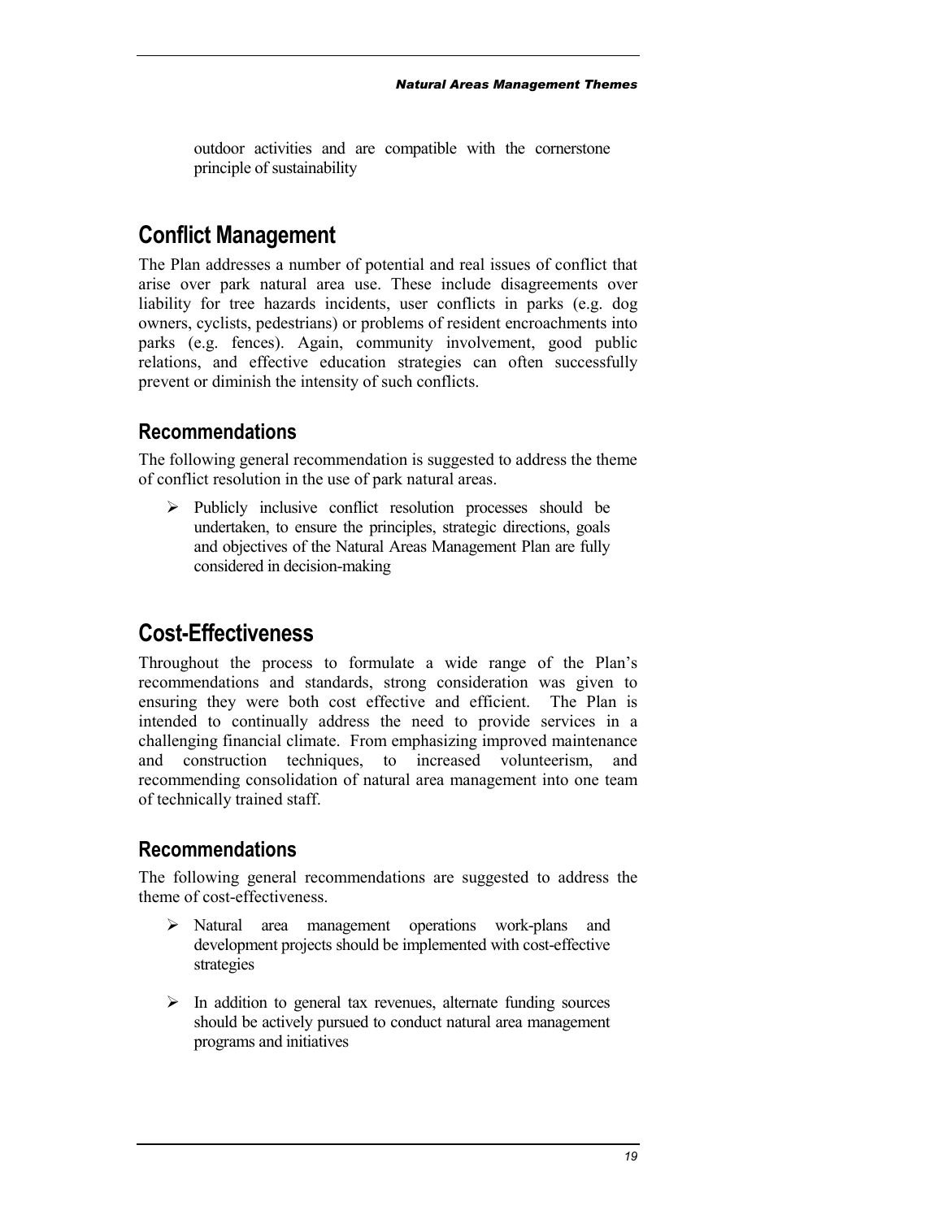outdoor activities and are compatible with the cornerstone principle of sustainability

## Conflict Management

The Plan addresses a number of potential and real issues of conflict that arise over park natural area use. These include disagreements over liability for tree hazards incidents, user conflicts in parks (e.g. dog owners, cyclists, pedestrians) or problems of resident encroachments into parks (e.g. fences). Again, community involvement, good public relations, and effective education strategies can often successfully prevent or diminish the intensity of such conflicts.

### Recommendations

The following general recommendation is suggested to address the theme of conflict resolution in the use of park natural areas.

- Publicly inclusive conflict resolution processes should be undertaken, to ensure the principles, strategic directions, goals and objectives of the Natural Areas Management Plan are fully considered in decision-making

## Cost-Effectiveness

Throughout the process to formulate a wide range of the Plan's recommendations and standards, strong consideration was given to ensuring they were both cost effective and efficient. The Plan is intended to continually address the need to provide services in a challenging financial climate. From emphasizing improved maintenance and construction techniques, to increased volunteerism, and recommending consolidation of natural area management into one team of technically trained staff.

### Recommendations

The following general recommendations are suggested to address the theme of cost-effectiveness.

- Natural area management operations work-plans and development projects should be implemented with cost-effective strategies
- In addition to general tax revenues, alternate funding sources should be actively pursued to conduct natural area management programs and initiatives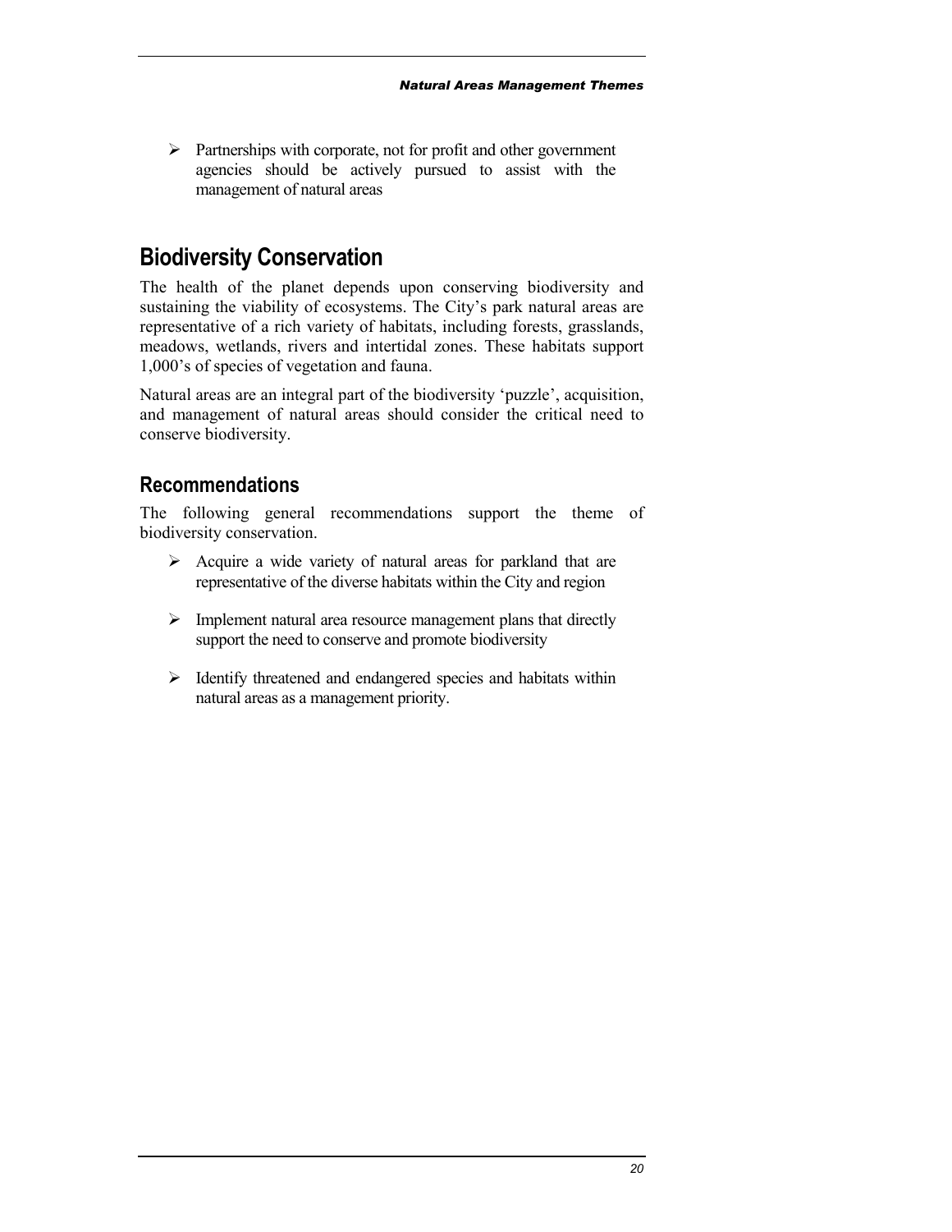- Partnerships with corporate, not for profit and other government agencies should be actively pursued to assist with the management of natural areas

## Biodiversity Conservation

The health of the planet depends upon conserving biodiversity and sustaining the viability of ecosystems. The City's park natural areas are representative of a rich variety of habitats, including forests, grasslands, meadows, wetlands, rivers and intertidal zones. These habitats support 1,000's of species of vegetation and fauna.

Natural areas are an integral part of the biodiversity 'puzzle', acquisition, and management of natural areas should consider the critical need to conserve biodiversity.

### Recommendations

The following general recommendations support the theme of biodiversity conservation.

- Acquire a wide variety of natural areas for parkland that are representative of the diverse habitats within the City and region
- Implement natural area resource management plans that directly support the need to conserve and promote biodiversity
- Identify threatened and endangered species and habitats within natural areas as a management priority.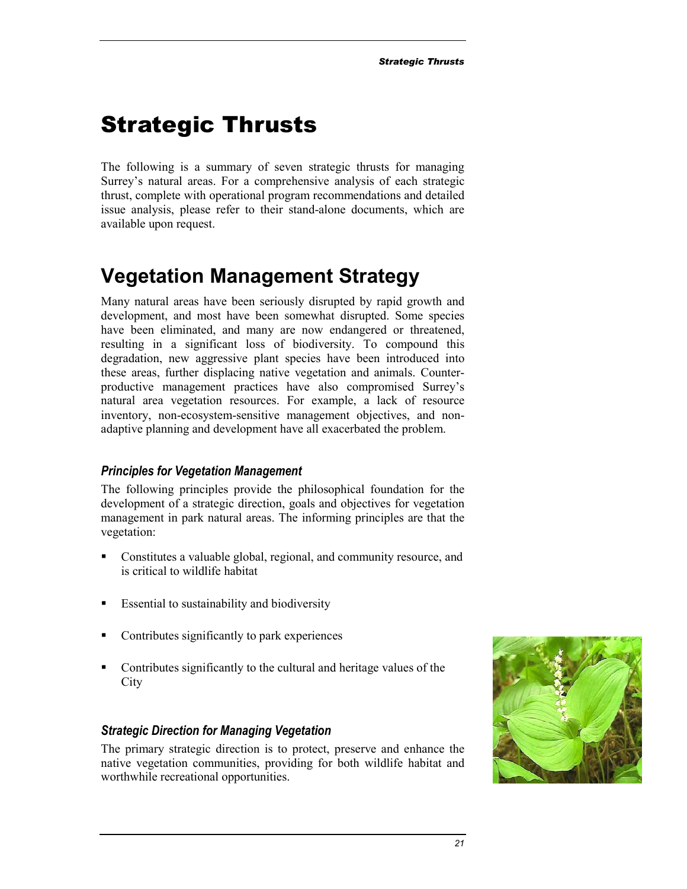# Strategic Thrusts

The following is a summary of seven strategic thrusts for managing Surrey's natural areas. For a comprehensive analysis of each strategic thrust, complete with operational program recommendations and detailed issue analysis, please refer to their stand-alone documents, which are available upon request.

## Vegetation Management Strategy

Many natural areas have been seriously disrupted by rapid growth and development, and most have been somewhat disrupted. Some species have been eliminated, and many are now endangered or threatened, resulting in a significant loss of biodiversity. To compound this degradation, new aggressive plant species have been introduced into these areas, further displacing native vegetation and animals. Counter-productive management practices have also compromised Surrey's natural area vegetation resources. For example, a lack of resource inventory, non-ecosystem-sensitive management objectives, and non-adaptive planning and development have all exacerbated the problem.

### *Principles for Vegetation Management*

The following principles provide the philosophical foundation for the development of a strategic direction, goals and objectives for vegetation management in park natural areas. The informing principles are that the vegetation:

- Constitutes a valuable global, regional, and community resource, and is critical to wildlife habitat
- Essential to sustainability and biodiversity
- Contributes significantly to park experiences
- Contributes significantly to the cultural and heritage values of the City

### *Strategic Direction for Managing Vegetation*

The primary strategic direction is to protect, preserve and enhance the native vegetation communities, providing for both wildlife habitat and worthwhile recreational opportunities.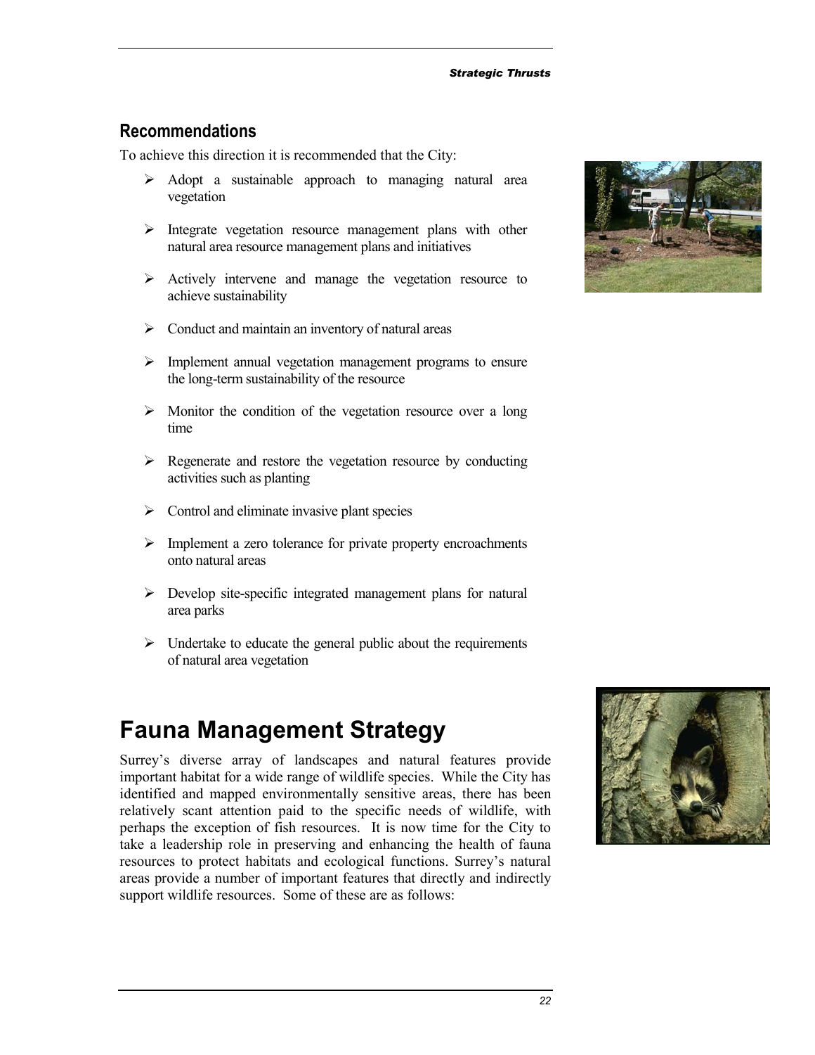## Recommendations

To achieve this direction it is recommended that the City:

- Adopt a sustainable approach to managing natural area vegetation
- Integrate vegetation resource management plans with other natural area resource management plans and initiatives
- Actively intervene and manage the vegetation resource to achieve sustainability
- Conduct and maintain an inventory of natural areas
- Implement annual vegetation management programs to ensure the long-term sustainability of the resource
- Monitor the condition of the vegetation resource over a long time
- Regenerate and restore the vegetation resource by conducting activities such as planting
- Control and eliminate invasive plant species
- Implement a zero tolerance for private property encroachments onto natural areas
- Develop site-specific integrated management plans for natural area parks
- Undertake to educate the general public about the requirements of natural area vegetation

# Fauna Management Strategy

Surrey's diverse array of landscapes and natural features provide important habitat for a wide range of wildlife species. While the City has identified and mapped environmentally sensitive areas, there has been relatively scant attention paid to the specific needs of wildlife, with perhaps the exception of fish resources. It is now time for the City to take a leadership role in preserving and enhancing the health of fauna resources to protect habitats and ecological functions. Surrey's natural areas provide a number of important features that directly and indirectly support wildlife resources. Some of these are as follows: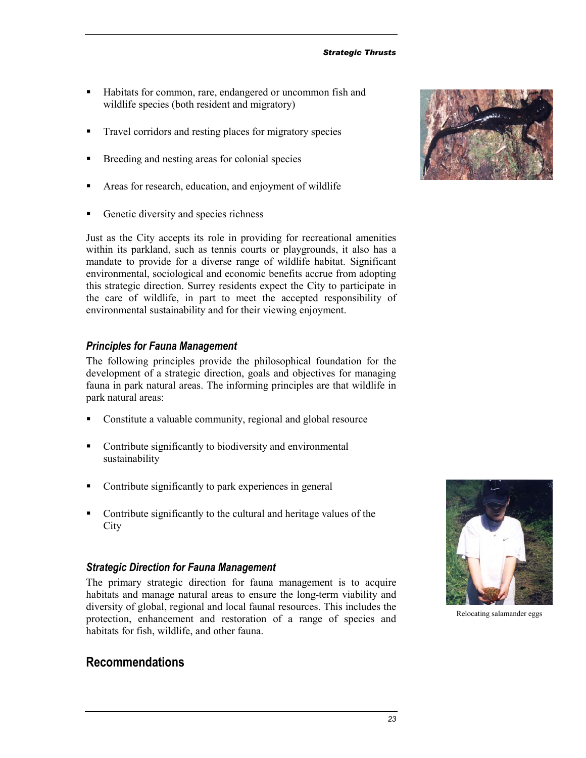- Habitats for common, rare, endangered or uncommon fish and wildlife species (both resident and migratory)
- Travel corridors and resting places for migratory species
- Breeding and nesting areas for colonial species
- Areas for research, education, and enjoyment of wildlife
- Genetic diversity and species richness

Just as the City accepts its role in providing for recreational amenities within its parkland, such as tennis courts or playgrounds, it also has a mandate to provide for a diverse range of wildlife habitat. Significant environmental, sociological and economic benefits accrue from adopting this strategic direction. Surrey residents expect the City to participate in the care of wildlife, in part to meet the accepted responsibility of environmental sustainability and for their viewing enjoyment.

### *Principles for Fauna Management*

The following principles provide the philosophical foundation for the development of a strategic direction, goals and objectives for managing fauna in park natural areas. The informing principles are that wildlife in park natural areas:

- Constitute a valuable community, regional and global resource
- Contribute significantly to biodiversity and environmental sustainability
- Contribute significantly to park experiences in general
- Contribute significantly to the cultural and heritage values of the City

Relocating salamander eggs

### *Strategic Direction for Fauna Management*

The primary strategic direction for fauna management is to acquire habitats and manage natural areas to ensure the long-term viability and diversity of global, regional and local faunal resources. This includes the protection, enhancement and restoration of a range of species and habitats for fish, wildlife, and other fauna.

## Recommendations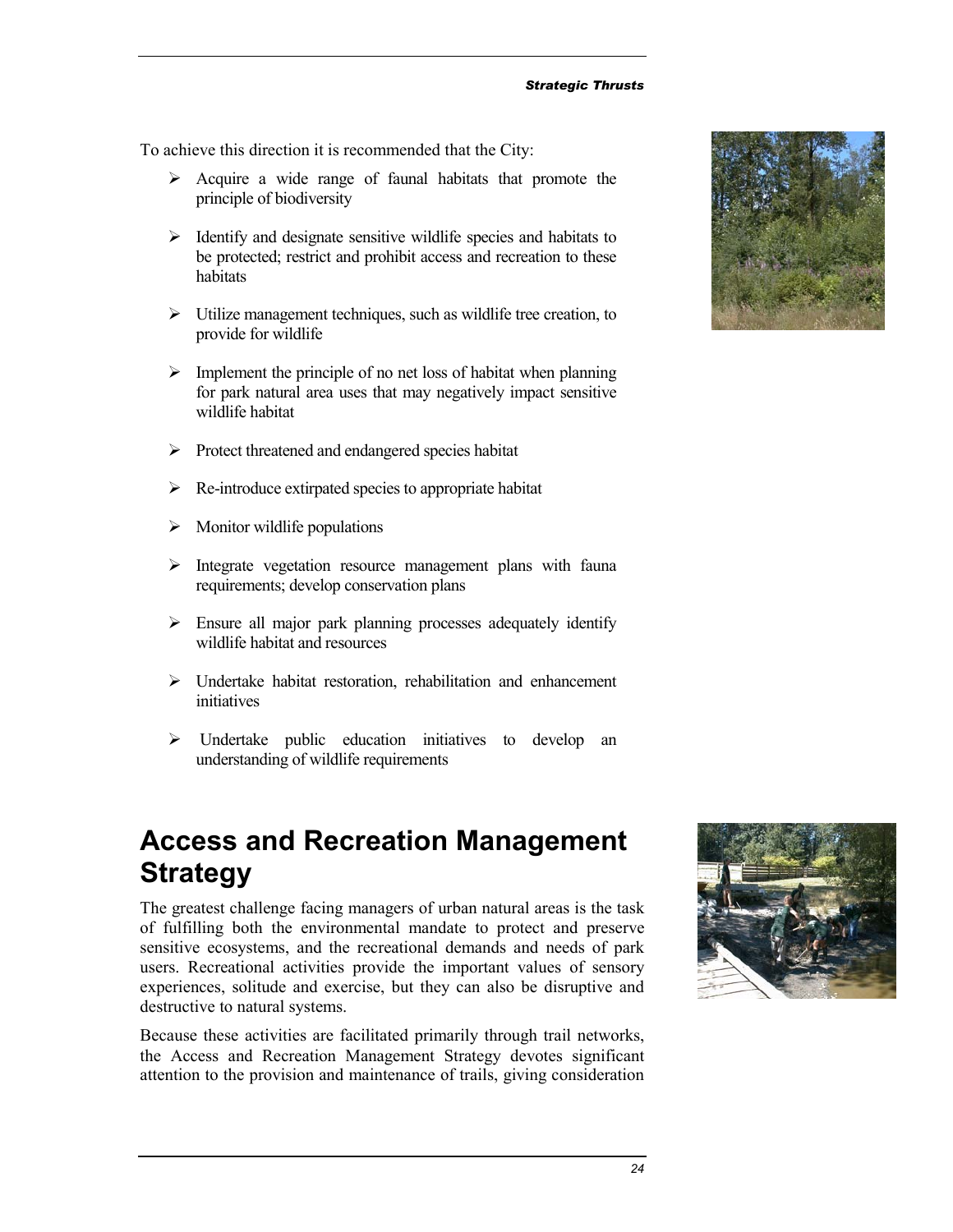To achieve this direction it is recommended that the City:

- Acquire a wide range of faunal habitats that promote the principle of biodiversity
- Identify and designate sensitive wildlife species and habitats to be protected; restrict and prohibit access and recreation to these habitats
- Utilize management techniques, such as wildlife tree creation, to provide for wildlife
- Implement the principle of no net loss of habitat when planning for park natural area uses that may negatively impact sensitive wildlife habitat
- Protect threatened and endangered species habitat
- Re-introduce extirpated species to appropriate habitat
- Monitor wildlife populations
- Integrate vegetation resource management plans with fauna requirements; develop conservation plans
- Ensure all major park planning processes adequately identify wildlife habitat and resources
- Undertake habitat restoration, rehabilitation and enhancement initiatives
- Undertake public education initiatives to develop an understanding of wildlife requirements

# Access and Recreation Management Strategy

The greatest challenge facing managers of urban natural areas is the task of fulfilling both the environmental mandate to protect and preserve sensitive ecosystems, and the recreational demands and needs of park users. Recreational activities provide the important values of sensory experiences, solitude and exercise, but they can also be disruptive and destructive to natural systems.

Because these activities are facilitated primarily through trail networks, the Access and Recreation Management Strategy devotes significant attention to the provision and maintenance of trails, giving consideration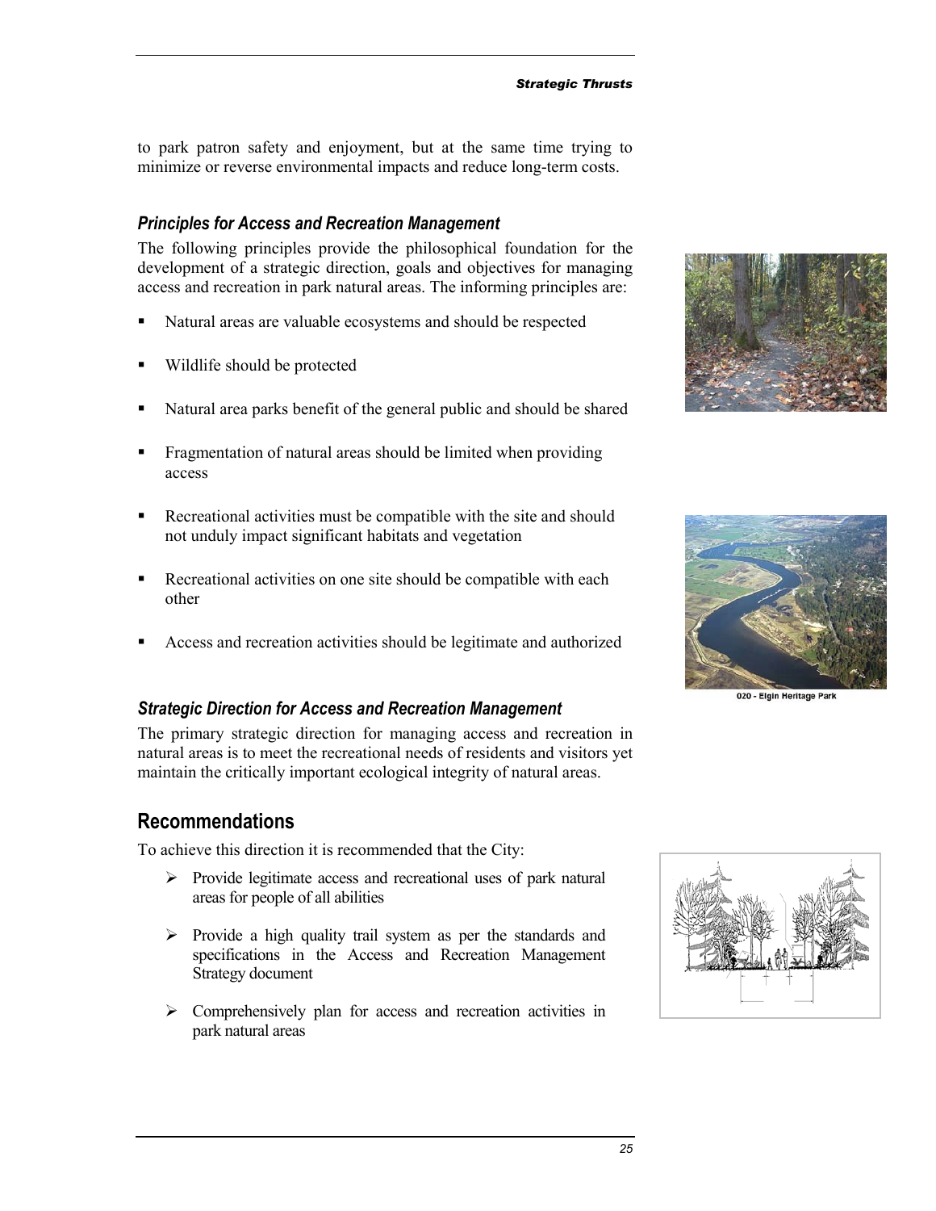to park patron safety and enjoyment, but at the same time trying to minimize or reverse environmental impacts and reduce long-term costs.

### *Principles for Access and Recreation Management*

The following principles provide the philosophical foundation for the development of a strategic direction, goals and objectives for managing access and recreation in park natural areas. The informing principles are:

- Natural areas are valuable ecosystems and should be respected
- Wildlife should be protected
- Natural area parks benefit of the general public and should be shared
- Fragmentation of natural areas should be limited when providing access
- Recreational activities must be compatible with the site and should not unduly impact significant habitats and vegetation
- Recreational activities on one site should be compatible with each other
- Access and recreation activities should be legitimate and authorized

020 - Elgin Heritage Park

### *Strategic Direction for Access and Recreation Management*

The primary strategic direction for managing access and recreation in natural areas is to meet the recreational needs of residents and visitors yet maintain the critically important ecological integrity of natural areas.

## Recommendations

To achieve this direction it is recommended that the City:

- Provide legitimate access and recreational uses of park natural areas for people of all abilities
- Provide a high quality trail system as per the standards and specifications in the Access and Recreation Management Strategy document
- Comprehensively plan for access and recreation activities in park natural areas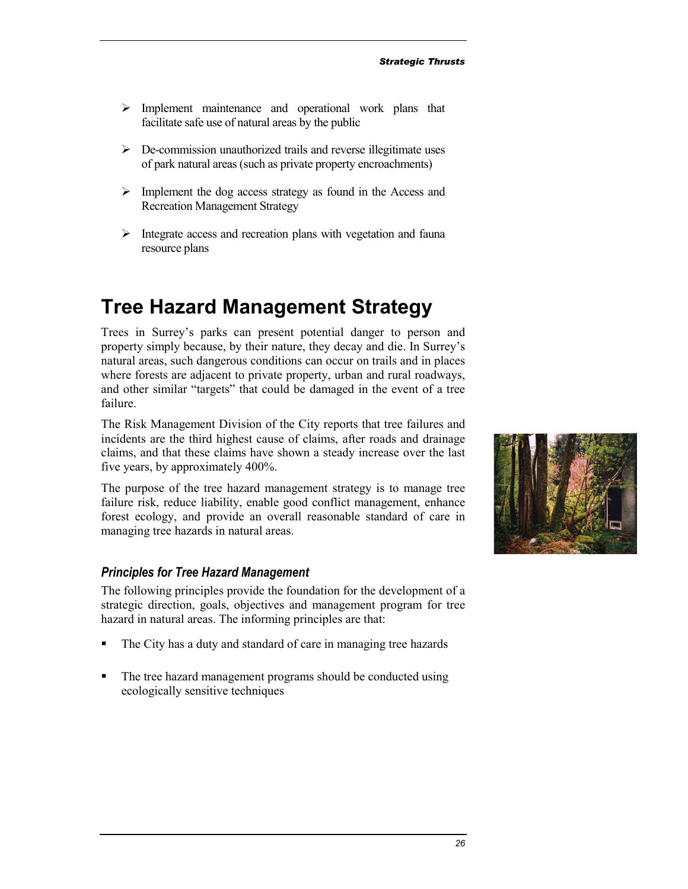- Implement maintenance and operational work plans that facilitate safe use of natural areas by the public
- De-commission unauthorized trails and reverse illegitimate uses of park natural areas (such as private property encroachments)
- Implement the dog access strategy as found in the Access and Recreation Management Strategy
- Integrate access and recreation plans with vegetation and fauna resource plans

# Tree Hazard Management Strategy

Trees in Surrey's parks can present potential danger to person and property simply because, by their nature, they decay and die. In Surrey's natural areas, such dangerous conditions can occur on trails and in places where forests are adjacent to private property, urban and rural roadways, and other similar "targets" that could be damaged in the event of a tree failure.

The Risk Management Division of the City reports that tree failures and incidents are the third highest cause of claims, after roads and drainage claims, and that these claims have shown a steady increase over the last five years, by approximately 400%.

The purpose of the tree hazard management strategy is to manage tree failure risk, reduce liability, enable good conflict management, enhance forest ecology, and provide an overall reasonable standard of care in managing tree hazards in natural areas.

### *Principles for Tree Hazard Management*

The following principles provide the foundation for the development of a strategic direction, goals, objectives and management program for tree hazard in natural areas. The informing principles are that:

- The City has a duty and standard of care in managing tree hazards
- The tree hazard management programs should be conducted using ecologically sensitive techniques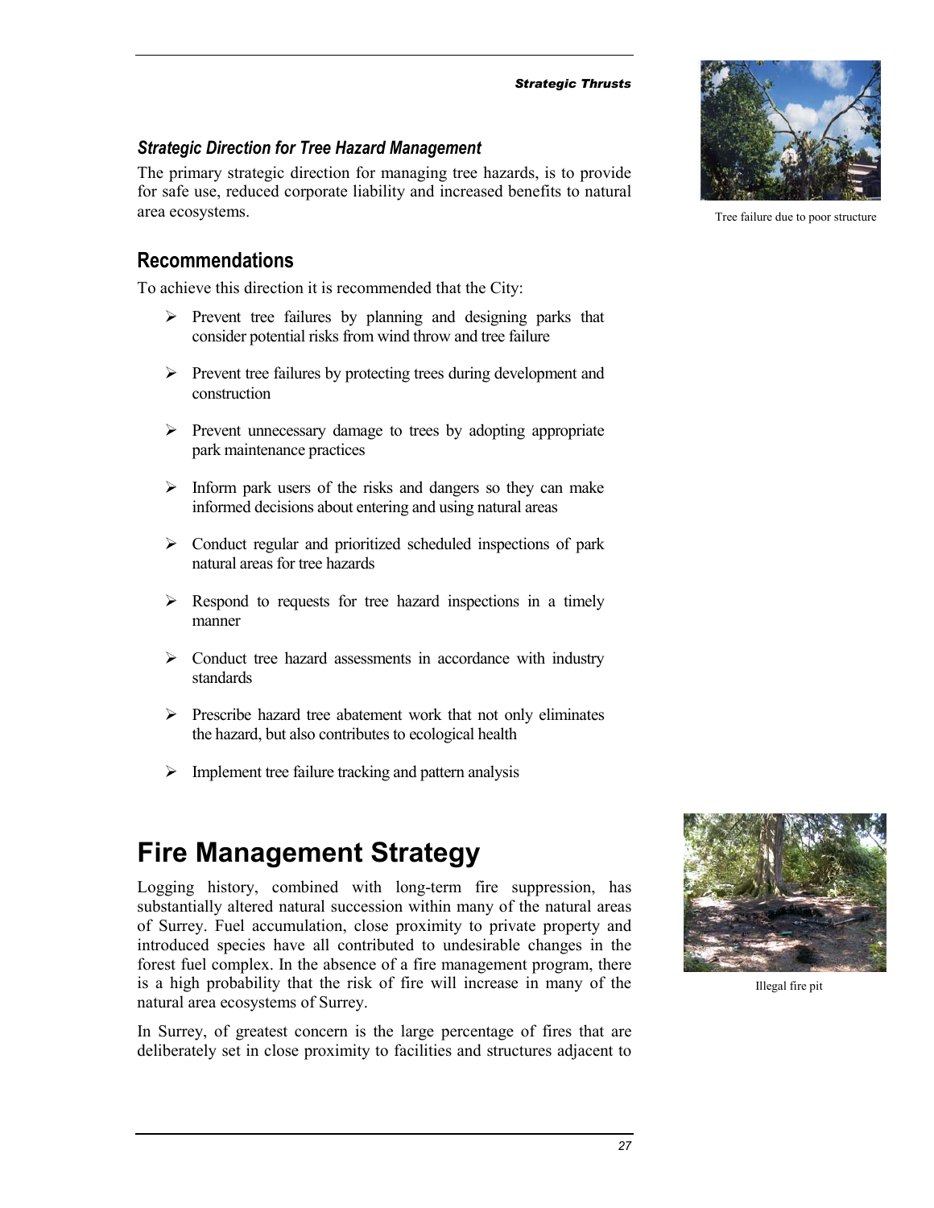### *Strategic Direction for Tree Hazard Management*

The primary strategic direction for managing tree hazards, is to provide for safe use, reduced corporate liability and increased benefits to natural area ecosystems.

Tree failure due to poor structure

## Recommendations

To achieve this direction it is recommended that the City:

- Prevent tree failures by planning and designing parks that consider potential risks from wind throw and tree failure
- Prevent tree failures by protecting trees during development and construction
- Prevent unnecessary damage to trees by adopting appropriate park maintenance practices
- Inform park users of the risks and dangers so they can make informed decisions about entering and using natural areas
- Conduct regular and prioritized scheduled inspections of park natural areas for tree hazards
- Respond to requests for tree hazard inspections in a timely manner
- Conduct tree hazard assessments in accordance with industry standards
- Prescribe hazard tree abatement work that not only eliminates the hazard, but also contributes to ecological health
- Implement tree failure tracking and pattern analysis

# Fire Management Strategy

Logging history, combined with long-term fire suppression, has substantially altered natural succession within many of the natural areas of Surrey. Fuel accumulation, close proximity to private property and introduced species have all contributed to undesirable changes in the forest fuel complex. In the absence of a fire management program, there is a high probability that the risk of fire will increase in many of the natural area ecosystems of Surrey.

Illegal fire pit

In Surrey, of greatest concern is the large percentage of fires that are deliberately set in close proximity to facilities and structures adjacent to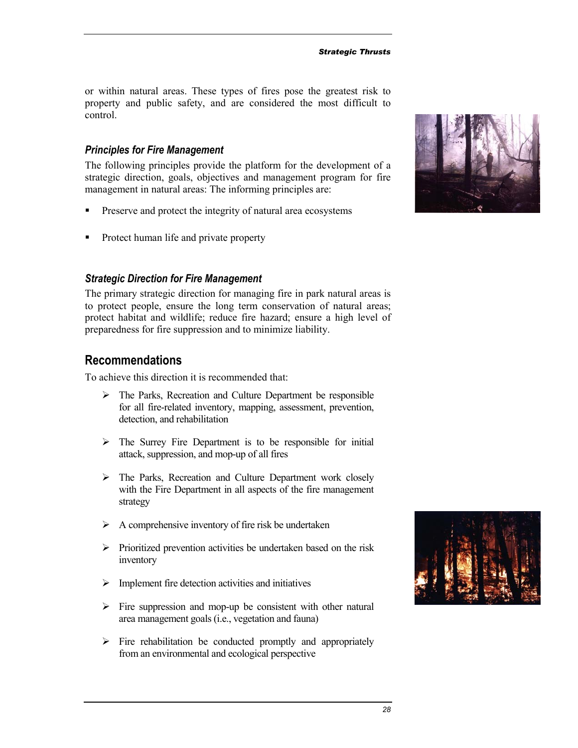or within natural areas. These types of fires pose the greatest risk to property and public safety, and are considered the most difficult to control.

### *Principles for Fire Management*

The following principles provide the platform for the development of a strategic direction, goals, objectives and management program for fire management in natural areas: The informing principles are:

- Preserve and protect the integrity of natural area ecosystems
- Protect human life and private property

### *Strategic Direction for Fire Management*

The primary strategic direction for managing fire in park natural areas is to protect people, ensure the long term conservation of natural areas; protect habitat and wildlife; reduce fire hazard; ensure a high level of preparedness for fire suppression and to minimize liability.

## Recommendations

To achieve this direction it is recommended that:

- The Parks, Recreation and Culture Department be responsible for all fire-related inventory, mapping, assessment, prevention, detection, and rehabilitation
- The Surrey Fire Department is to be responsible for initial attack, suppression, and mop-up of all fires
- The Parks, Recreation and Culture Department work closely with the Fire Department in all aspects of the fire management strategy
- A comprehensive inventory of fire risk be undertaken
- Prioritized prevention activities be undertaken based on the risk inventory
- Implement fire detection activities and initiatives
- Fire suppression and mop-up be consistent with other natural area management goals (i.e., vegetation and fauna)
- Fire rehabilitation be conducted promptly and appropriately from an environmental and ecological perspective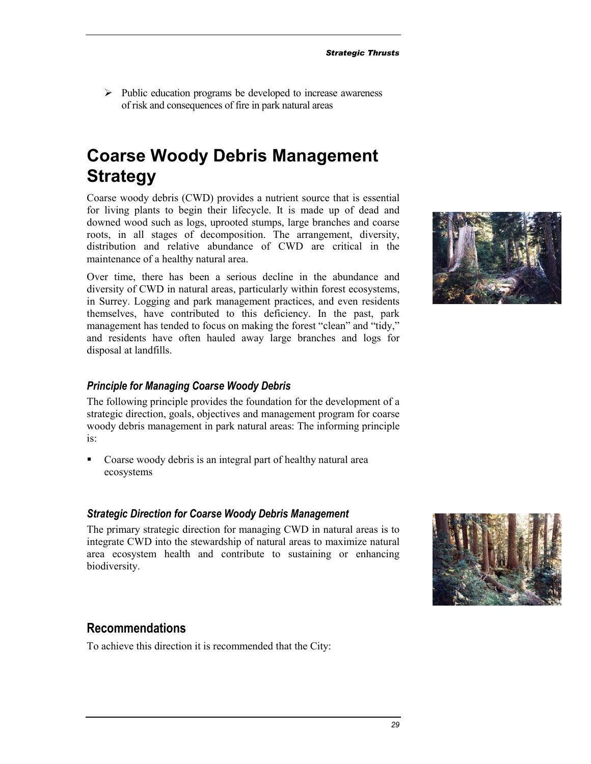- Public education programs be developed to increase awareness of risk and consequences of fire in park natural areas

# Coarse Woody Debris Management Strategy

Coarse woody debris (CWD) provides a nutrient source that is essential for living plants to begin their lifecycle. It is made up of dead and downed wood such as logs, uprooted stumps, large branches and coarse roots, in all stages of decomposition. The arrangement, diversity, distribution and relative abundance of CWD are critical in the maintenance of a healthy natural area.

Over time, there has been a serious decline in the abundance and diversity of CWD in natural areas, particularly within forest ecosystems, in Surrey. Logging and park management practices, and even residents themselves, have contributed to this deficiency. In the past, park management has tended to focus on making the forest "clean" and "tidy," and residents have often hauled away large branches and logs for disposal at landfills.

### *Principle for Managing Coarse Woody Debris*

The following principle provides the foundation for the development of a strategic direction, goals, objectives and management program for coarse woody debris management in park natural areas: The informing principle is:

- Coarse woody debris is an integral part of healthy natural area ecosystems

### *Strategic Direction for Coarse Woody Debris Management*

The primary strategic direction for managing CWD in natural areas is to integrate CWD into the stewardship of natural areas to maximize natural area ecosystem health and contribute to sustaining or enhancing biodiversity.

## Recommendations

To achieve this direction it is recommended that the City: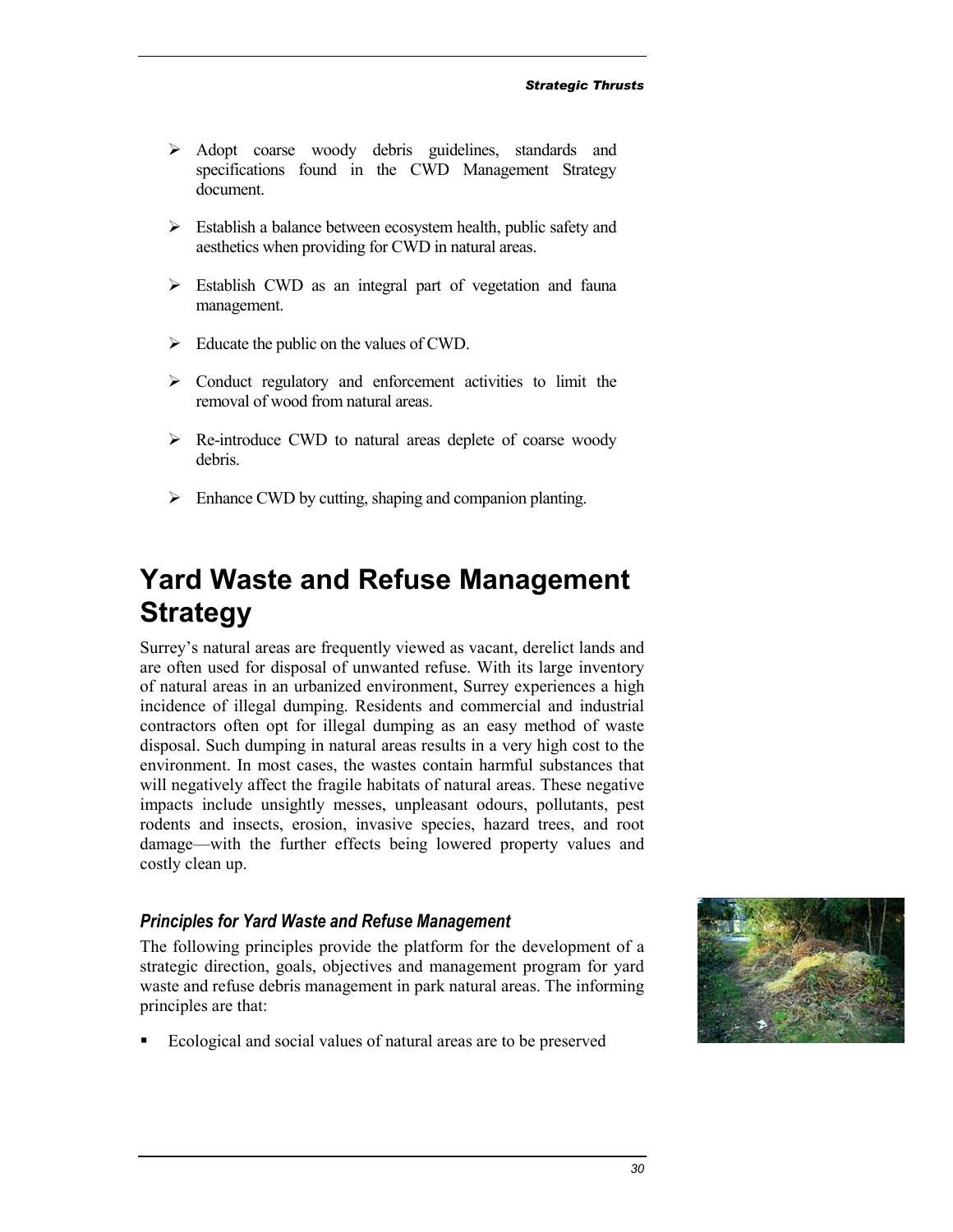- Adopt coarse woody debris guidelines, standards and specifications found in the CWD Management Strategy document.

- Establish a balance between ecosystem health, public safety and aesthetics when providing for CWD in natural areas.

- Establish CWD as an integral part of vegetation and fauna management.

- Educate the public on the values of CWD.

- Conduct regulatory and enforcement activities to limit the removal of wood from natural areas.

- Re-introduce CWD to natural areas deplete of coarse woody debris.

- Enhance CWD by cutting, shaping and companion planting.

# Yard Waste and Refuse Management Strategy

Surrey's natural areas are frequently viewed as vacant, derelict lands and are often used for disposal of unwanted refuse. With its large inventory of natural areas in an urbanized environment, Surrey experiences a high incidence of illegal dumping. Residents and commercial and industrial contractors often opt for illegal dumping as an easy method of waste disposal. Such dumping in natural areas results in a very high cost to the environment. In most cases, the wastes contain harmful substances that will negatively affect the fragile habitats of natural areas. These negative impacts include unsightly messes, unpleasant odours, pollutants, pest rodents and insects, erosion, invasive species, hazard trees, and root damage—with the further effects being lowered property values and costly clean up.

### *Principles for Yard Waste and Refuse Management*

The following principles provide the platform for the development of a strategic direction, goals, objectives and management program for yard waste and refuse debris management in park natural areas. The informing principles are that:

- Ecological and social values of natural areas are to be preserved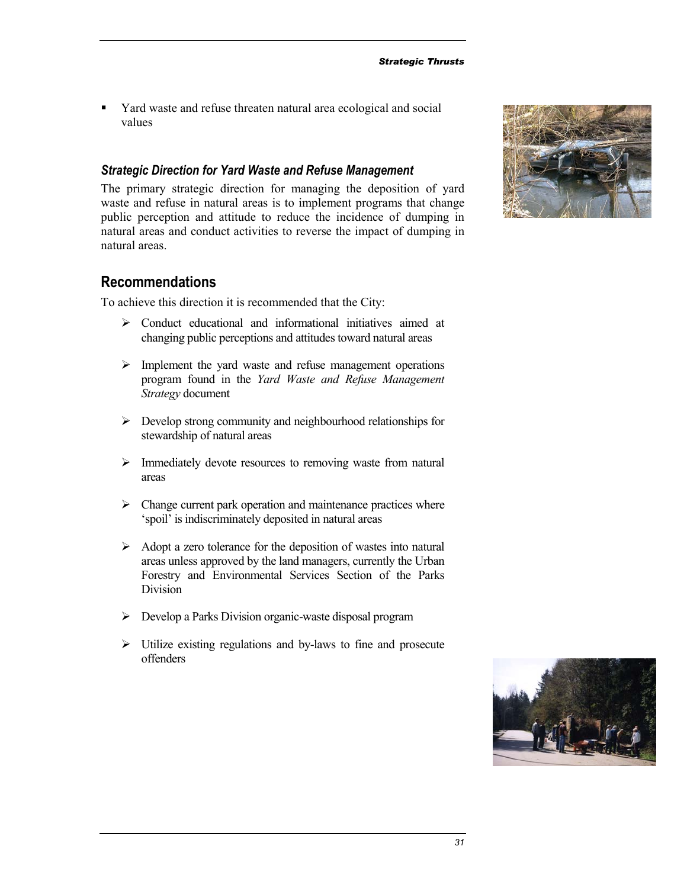- Yard waste and refuse threaten natural area ecological and social values

### *Strategic Direction for Yard Waste and Refuse Management*

The primary strategic direction for managing the deposition of yard waste and refuse in natural areas is to implement programs that change public perception and attitude to reduce the incidence of dumping in natural areas and conduct activities to reverse the impact of dumping in natural areas.

## Recommendations

To achieve this direction it is recommended that the City:

- Conduct educational and informational initiatives aimed at changing public perceptions and attitudes toward natural areas
- Implement the yard waste and refuse management operations program found in the *Yard Waste and Refuse Management Strategy* document
- Develop strong community and neighbourhood relationships for stewardship of natural areas
- Immediately devote resources to removing waste from natural areas
- Change current park operation and maintenance practices where 'spoil' is indiscriminately deposited in natural areas
- Adopt a zero tolerance for the deposition of wastes into natural areas unless approved by the land managers, currently the Urban Forestry and Environmental Services Section of the Parks Division
- Develop a Parks Division organic-waste disposal program
- Utilize existing regulations and by-laws to fine and prosecute offenders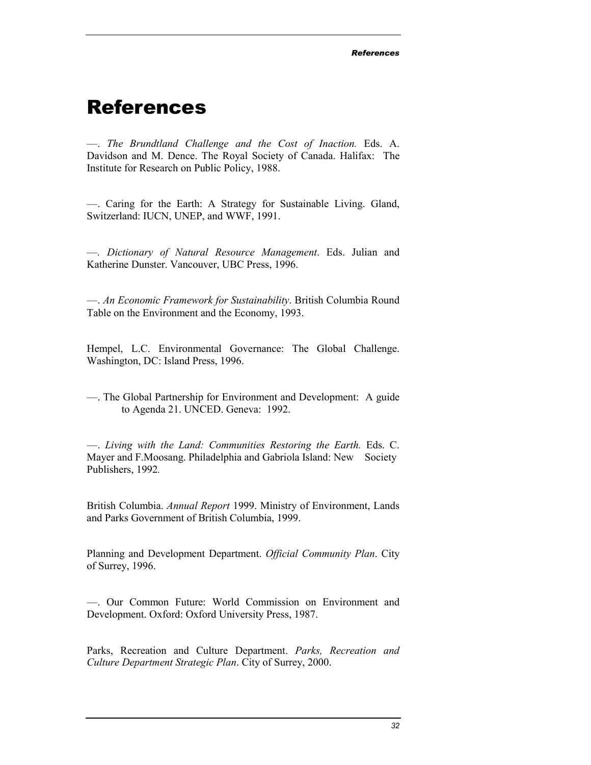# References

—. *The Brundtland Challenge and the Cost of Inaction.* Eds. A. Davidson and M. Dence. The Royal Society of Canada. Halifax: The Institute for Research on Public Policy, 1988.

—. Caring for the Earth: A Strategy for Sustainable Living. Gland, Switzerland: IUCN, UNEP, and WWF, 1991.

—. *Dictionary of Natural Resource Management*. Eds. Julian and Katherine Dunster. Vancouver, UBC Press, 1996.

—. *An Economic Framework for Sustainability*. British Columbia Round Table on the Environment and the Economy, 1993.

Hempel, L.C. Environmental Governance: The Global Challenge. Washington, DC: Island Press, 1996.

—. The Global Partnership for Environment and Development: A guide to Agenda 21. UNCED. Geneva: 1992.

—. *Living with the Land: Communities Restoring the Earth.* Eds. C. Mayer and F.Moosang. Philadelphia and Gabriola Island: New Society Publishers, 1992.

British Columbia. *Annual Report* 1999. Ministry of Environment, Lands and Parks Government of British Columbia, 1999.

Planning and Development Department. *Official Community Plan*. City of Surrey, 1996.

—. Our Common Future: World Commission on Environment and Development. Oxford: Oxford University Press, 1987.

Parks, Recreation and Culture Department. *Parks, Recreation and Culture Department Strategic Plan*. City of Surrey, 2000.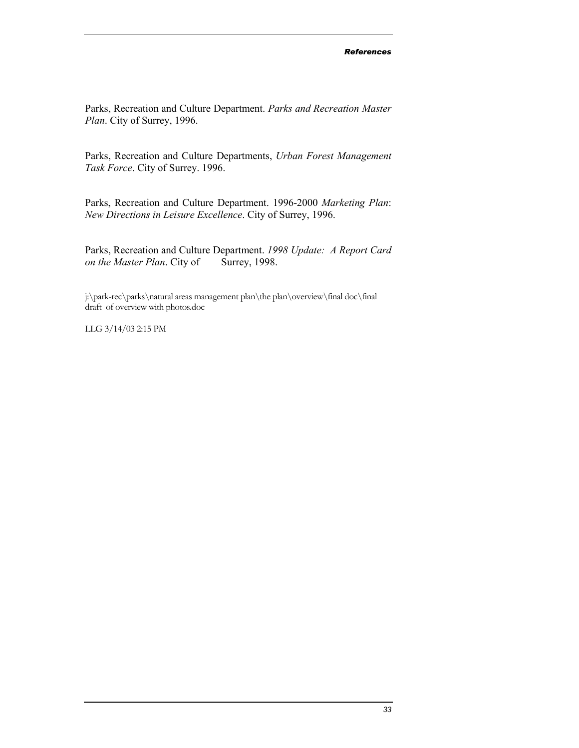Parks, Recreation and Culture Department. *Parks and Recreation Master Plan*. City of Surrey, 1996.

Parks, Recreation and Culture Departments, *Urban Forest Management Task Force*. City of Surrey. 1996.

Parks, Recreation and Culture Department. 1996-2000 *Marketing Plan*: *New Directions in Leisure Excellence*. City of Surrey, 1996.

Parks, Recreation and Culture Department. *1998 Update: A Report Card on the Master Plan*. City of Surrey, 1998.

j:\park-rec\parks\natural areas management plan\the plan\overview\final doc\final draft of overview with photos.doc

LLG 3/14/03 2:15 PM